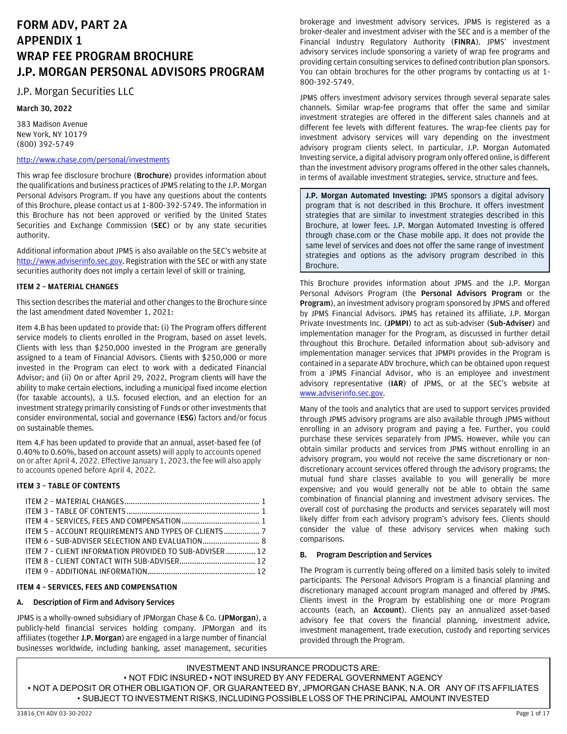# FORM ADV, PART 2A
# APPENDIX 1
# WRAP FEE PROGRAM BROCHURE
# J.P. MORGAN PERSONAL ADVISORS PROGRAM

J.P. Morgan Securities LLC

**March 30, 2022**

383 Madison Avenue
New York, NY 10179
(800) 392-5749

http://www.chase.com/personal/investments

This wrap fee disclosure brochure (**Brochure**) provides information about the qualifications and business practices of JPMS relating to the J.P. Morgan Personal Advisors Program. If you have any questions about the contents of this Brochure, please contact us at 1-800-392-5749. The information in this Brochure has not been approved or verified by the United States Securities and Exchange Commission (**SEC**) or by any state securities authority.

Additional information about JPMS is also available on the SEC's website at http://www.adviserinfo.sec.gov. Registration with the SEC or with any state securities authority does not imply a certain level of skill or training.

### ITEM 2 – MATERIAL CHANGES

This section describes the material and other changes to the Brochure since the last amendment dated November 1, 2021:

Item 4.B has been updated to provide that: (i) The Program offers different service models to clients enrolled in the Program, based on asset levels. Clients with less than $250,000 invested in the Program are generally assigned to a team of Financial Advisors. Clients with $250,000 or more invested in the Program can elect to work with a dedicated Financial Advisor; and (ii) On or after April 29, 2022, Program clients will have the ability to make certain elections, including a municipal fixed income election (for taxable accounts), a U.S. focused election, and an election for an investment strategy primarily consisting of Funds or other investments that consider environmental, social and governance (**ESG**) factors and/or focus on sustainable themes.

Item 4.F has been updated to provide that an annual, asset-based fee (of 0.40% to 0.60%, based on account assets) will apply to accounts opened on or after April 4, 2022. Effective January 1, 2023, the fee will also apply to accounts opened before April 4, 2022.

### ITEM 3 – TABLE OF CONTENTS

| | |
|---|---|
| ITEM 2 – MATERIAL CHANGES | 1 |
| ITEM 3 – TABLE OF CONTENTS | 1 |
| ITEM 4 – SERVICES, FEES AND COMPENSATION | 1 |
| ITEM 5 – ACCOUNT REQUIREMENTS AND TYPES OF CLIENTS | 7 |
| ITEM 6 – SUB-ADVISER SELECTION AND EVALUATION | 8 |
| ITEM 7 – CLIENT INFORMATION PROVIDED TO SUB-ADVISER | 12 |
| ITEM 8 – CLIENT CONTACT WITH SUB-ADVISER | 12 |
| ITEM 9 – ADDITIONAL INFORMATION | 12 |

### ITEM 4 – SERVICES, FEES AND COMPENSATION

#### A. Description of Firm and Advisory Services

JPMS is a wholly-owned subsidiary of JPMorgan Chase & Co. (**JPMorgan**), a publicly-held financial services holding company. JPMorgan and its affiliates (together **J.P. Morgan**) are engaged in a large number of financial businesses worldwide, including banking, asset management, securities brokerage and investment advisory services. JPMS is registered as a broker-dealer and investment adviser with the SEC and is a member of the Financial Industry Regulatory Authority (**FINRA**). JPMS' investment advisory services include sponsoring a variety of wrap fee programs and providing certain consulting services to defined contribution plan sponsors. You can obtain brochures for the other programs by contacting us at 1-800-392-5749.

JPMS offers investment advisory services through several separate sales channels. Similar wrap-fee programs that offer the same and similar investment strategies are offered in the different sales channels and at different fee levels with different features. The wrap-fee clients pay for investment advisory services will vary depending on the investment advisory program clients select. In particular, J.P. Morgan Automated Investing service, a digital advisory program only offered online, is different than the investment advisory programs offered in the other sales channels, in terms of available investment strategies, service, structure and fees.

> **J.P. Morgan Automated Investing:** JPMS sponsors a digital advisory program that is not described in this Brochure. It offers investment strategies that are similar to investment strategies described in this Brochure, at lower fees. J.P. Morgan Automated Investing is offered through chase.com or the Chase mobile app. It does not provide the same level of services and does not offer the same range of investment strategies and options as the advisory program described in this Brochure.

This Brochure provides information about JPMS and the J.P. Morgan Personal Advisors Program (the **Personal Advisors Program** or the **Program**), an investment advisory program sponsored by JPMS and offered by JPMS Financial Advisors. JPMS has retained its affiliate, J.P. Morgan Private Investments Inc. (**JPMPI**) to act as sub-adviser (**Sub-Adviser**) and implementation manager for the Program, as discussed in further detail throughout this Brochure. Detailed information about sub-advisory and implementation manager services that JPMPI provides in the Program is contained in a separate ADV brochure, which can be obtained upon request from a JPMS Financial Advisor, who is an employee and investment advisory representative (**IAR**) of JPMS, or at the SEC's website at www.adviserinfo.sec.gov.

Many of the tools and analytics that are used to support services provided through JPMS advisory programs are also available through JPMS without enrolling in an advisory program and paying a fee. Further, you could purchase these services separately from JPMS. However, while you can obtain similar products and services from JPMS without enrolling in an advisory program, you would not receive the same discretionary or non-discretionary account services offered through the advisory programs; the mutual fund share classes available to you will generally be more expensive; and you would generally not be able to obtain the same combination of financial planning and investment advisory services. The overall cost of purchasing the products and services separately will most likely differ from each advisory program's advisory fees. Clients should consider the value of these advisory services when making such comparisons.

#### B. Program Description and Services

The Program is currently being offered on a limited basis solely to invited participants. The Personal Advisors Program is a financial planning and discretionary managed account program managed and offered by JPMS. Clients invest in the Program by establishing one or more Program accounts (each, an **Account**). Clients pay an annualized asset-based advisory fee that covers the financial planning, investment advice, investment management, trade execution, custody and reporting services provided through the Program.

INVESTMENT AND INSURANCE PRODUCTS ARE:
• NOT FDIC INSURED • NOT INSURED BY ANY FEDERAL GOVERNMENT AGENCY
• NOT A DEPOSIT OR OTHER OBLIGATION OF, OR GUARANTEED BY, JPMORGAN CHASE BANK, N.A. OR ANY OF ITS AFFILIATES
• SUBJECT TO INVESTMENT RISKS, INCLUDING POSSIBLE LOSS OF THE PRINCIPAL AMOUNT INVESTED

33816_CYI ADV 03-30-2022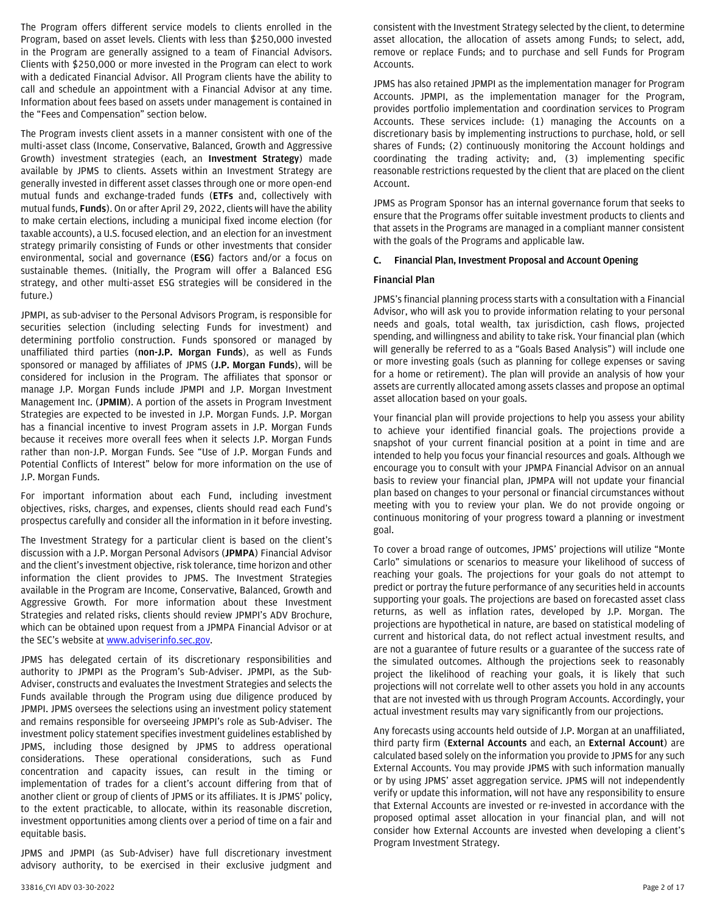The Program offers different service models to clients enrolled in the Program, based on asset levels. Clients with less than $250,000 invested in the Program are generally assigned to a team of Financial Advisors. Clients with $250,000 or more invested in the Program can elect to work with a dedicated Financial Advisor. All Program clients have the ability to call and schedule an appointment with a Financial Advisor at any time. Information about fees based on assets under management is contained in the "Fees and Compensation" section below.

The Program invests client assets in a manner consistent with one of the multi-asset class (Income, Conservative, Balanced, Growth and Aggressive Growth) investment strategies (each, an **Investment Strategy**) made available by JPMS to clients. Assets within an Investment Strategy are generally invested in different asset classes through one or more open-end mutual funds and exchange-traded funds (**ETFs** and, collectively with mutual funds, **Funds**). On or after April 29, 2022, clients will have the ability to make certain elections, including a municipal fixed income election (for taxable accounts), a U.S. focused election, and an election for an investment strategy primarily consisting of Funds or other investments that consider environmental, social and governance (**ESG**) factors and/or a focus on sustainable themes. (Initially, the Program will offer a Balanced ESG strategy, and other multi-asset ESG strategies will be considered in the future.)

JPMPI, as sub-adviser to the Personal Advisors Program, is responsible for securities selection (including selecting Funds for investment) and determining portfolio construction. Funds sponsored or managed by unaffiliated third parties (**non-J.P. Morgan Funds**), as well as Funds sponsored or managed by affiliates of JPMS (**J.P. Morgan Funds**), will be considered for inclusion in the Program. The affiliates that sponsor or manage J.P. Morgan Funds include JPMPI and J.P. Morgan Investment Management Inc. (**JPMIM**). A portion of the assets in Program Investment Strategies are expected to be invested in J.P. Morgan Funds. J.P. Morgan has a financial incentive to invest Program assets in J.P. Morgan Funds because it receives more overall fees when it selects J.P. Morgan Funds rather than non-J.P. Morgan Funds. See "Use of J.P. Morgan Funds and Potential Conflicts of Interest" below for more information on the use of J.P. Morgan Funds.

For important information about each Fund, including investment objectives, risks, charges, and expenses, clients should read each Fund's prospectus carefully and consider all the information in it before investing.

The Investment Strategy for a particular client is based on the client's discussion with a J.P. Morgan Personal Advisors (**JPMPA**) Financial Advisor and the client's investment objective, risk tolerance, time horizon and other information the client provides to JPMS. The Investment Strategies available in the Program are Income, Conservative, Balanced, Growth and Aggressive Growth. For more information about these Investment Strategies and related risks, clients should review JPMPI's ADV Brochure, which can be obtained upon request from a JPMPA Financial Advisor or at the SEC's website at www.adviserinfo.sec.gov.

JPMS has delegated certain of its discretionary responsibilities and authority to JPMPI as the Program's Sub-Adviser. JPMPI, as the Sub-Adviser, constructs and evaluates the Investment Strategies and selects the Funds available through the Program using due diligence produced by JPMPI. JPMS oversees the selections using an investment policy statement and remains responsible for overseeing JPMPI's role as Sub-Adviser. The investment policy statement specifies investment guidelines established by JPMS, including those designed by JPMS to address operational considerations. These operational considerations, such as Fund concentration and capacity issues, can result in the timing or implementation of trades for a client's account differing from that of another client or group of clients of JPMS or its affiliates. It is JPMS' policy, to the extent practicable, to allocate, within its reasonable discretion, investment opportunities among clients over a period of time on a fair and equitable basis.

JPMS and JPMPI (as Sub-Adviser) have full discretionary investment advisory authority, to be exercised in their exclusive judgment and consistent with the Investment Strategy selected by the client, to determine asset allocation, the allocation of assets among Funds; to select, add, remove or replace Funds; and to purchase and sell Funds for Program Accounts.

JPMS has also retained JPMPI as the implementation manager for Program Accounts. JPMPI, as the implementation manager for the Program, provides portfolio implementation and coordination services to Program Accounts. These services include: (1) managing the Accounts on a discretionary basis by implementing instructions to purchase, hold, or sell shares of Funds; (2) continuously monitoring the Account holdings and coordinating the trading activity; and, (3) implementing specific reasonable restrictions requested by the client that are placed on the client Account.

JPMS as Program Sponsor has an internal governance forum that seeks to ensure that the Programs offer suitable investment products to clients and that assets in the Programs are managed in a compliant manner consistent with the goals of the Programs and applicable law.

## C. Financial Plan, Investment Proposal and Account Opening

### Financial Plan

JPMS's financial planning process starts with a consultation with a Financial Advisor, who will ask you to provide information relating to your personal needs and goals, total wealth, tax jurisdiction, cash flows, projected spending, and willingness and ability to take risk. Your financial plan (which will generally be referred to as a "Goals Based Analysis") will include one or more investing goals (such as planning for college expenses or saving for a home or retirement). The plan will provide an analysis of how your assets are currently allocated among assets classes and propose an optimal asset allocation based on your goals.

Your financial plan will provide projections to help you assess your ability to achieve your identified financial goals. The projections provide a snapshot of your current financial position at a point in time and are intended to help you focus your financial resources and goals. Although we encourage you to consult with your JPMPA Financial Advisor on an annual basis to review your financial plan, JPMPA will not update your financial plan based on changes to your personal or financial circumstances without meeting with you to review your plan. We do not provide ongoing or continuous monitoring of your progress toward a planning or investment goal.

To cover a broad range of outcomes, JPMS' projections will utilize "Monte Carlo" simulations or scenarios to measure your likelihood of success of reaching your goals. The projections for your goals do not attempt to predict or portray the future performance of any securities held in accounts supporting your goals. The projections are based on forecasted asset class returns, as well as inflation rates, developed by J.P. Morgan. The projections are hypothetical in nature, are based on statistical modeling of current and historical data, do not reflect actual investment results, and are not a guarantee of future results or a guarantee of the success rate of the simulated outcomes. Although the projections seek to reasonably project the likelihood of reaching your goals, it is likely that such projections will not correlate well to other assets you hold in any accounts that are not invested with us through Program Accounts. Accordingly, your actual investment results may vary significantly from our projections.

Any forecasts using accounts held outside of J.P. Morgan at an unaffiliated, third party firm (**External Accounts** and each, an **External Account**) are calculated based solely on the information you provide to JPMS for any such External Accounts. You may provide JPMS with such information manually or by using JPMS' asset aggregation service. JPMS will not independently verify or update this information, will not have any responsibility to ensure that External Accounts are invested or re-invested in accordance with the proposed optimal asset allocation in your financial plan, and will not consider how External Accounts are invested when developing a client's Program Investment Strategy.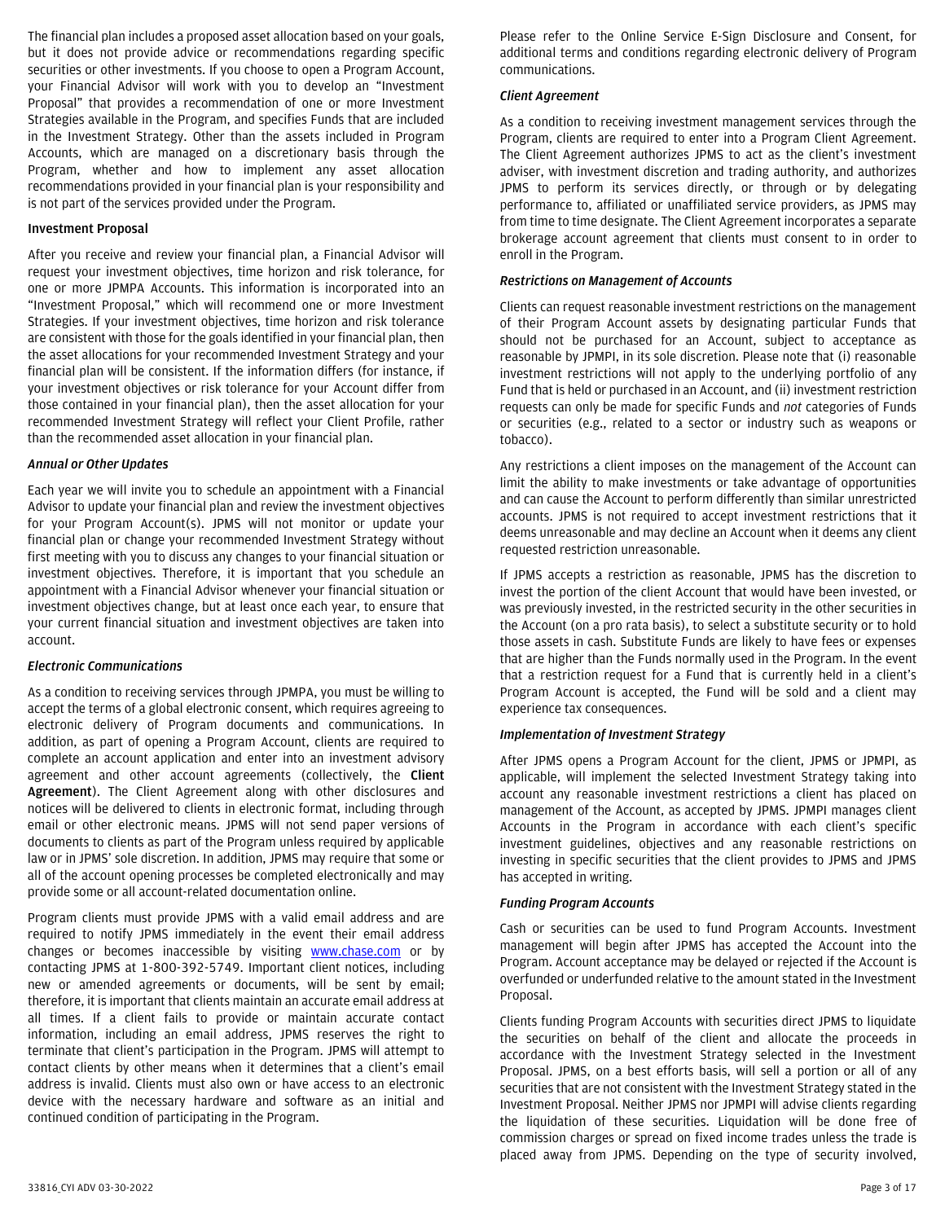The financial plan includes a proposed asset allocation based on your goals, but it does not provide advice or recommendations regarding specific securities or other investments. If you choose to open a Program Account, your Financial Advisor will work with you to develop an "Investment Proposal" that provides a recommendation of one or more Investment Strategies available in the Program, and specifies Funds that are included in the Investment Strategy. Other than the assets included in Program Accounts, which are managed on a discretionary basis through the Program, whether and how to implement any asset allocation recommendations provided in your financial plan is your responsibility and is not part of the services provided under the Program.

**Investment Proposal**

After you receive and review your financial plan, a Financial Advisor will request your investment objectives, time horizon and risk tolerance, for one or more JPMPA Accounts. This information is incorporated into an "Investment Proposal," which will recommend one or more Investment Strategies. If your investment objectives, time horizon and risk tolerance are consistent with those for the goals identified in your financial plan, then the asset allocations for your recommended Investment Strategy and your financial plan will be consistent. If the information differs (for instance, if your investment objectives or risk tolerance for your Account differ from those contained in your financial plan), then the asset allocation for your recommended Investment Strategy will reflect your Client Profile, rather than the recommended asset allocation in your financial plan.

***Annual or Other Updates***

Each year we will invite you to schedule an appointment with a Financial Advisor to update your financial plan and review the investment objectives for your Program Account(s). JPMS will not monitor or update your financial plan or change your recommended Investment Strategy without first meeting with you to discuss any changes to your financial situation or investment objectives. Therefore, it is important that you schedule an appointment with a Financial Advisor whenever your financial situation or investment objectives change, but at least once each year, to ensure that your current financial situation and investment objectives are taken into account.

***Electronic Communications***

As a condition to receiving services through JPMPA, you must be willing to accept the terms of a global electronic consent, which requires agreeing to electronic delivery of Program documents and communications. In addition, as part of opening a Program Account, clients are required to complete an account application and enter into an investment advisory agreement and other account agreements (collectively, the **Client Agreement**). The Client Agreement along with other disclosures and notices will be delivered to clients in electronic format, including through email or other electronic means. JPMS will not send paper versions of documents to clients as part of the Program unless required by applicable law or in JPMS' sole discretion. In addition, JPMS may require that some or all of the account opening processes be completed electronically and may provide some or all account-related documentation online.

Program clients must provide JPMS with a valid email address and are required to notify JPMS immediately in the event their email address changes or becomes inaccessible by visiting www.chase.com or by contacting JPMS at 1-800-392-5749. Important client notices, including new or amended agreements or documents, will be sent by email; therefore, it is important that clients maintain an accurate email address at all times. If a client fails to provide or maintain accurate contact information, including an email address, JPMS reserves the right to terminate that client's participation in the Program. JPMS will attempt to contact clients by other means when it determines that a client's email address is invalid. Clients must also own or have access to an electronic device with the necessary hardware and software as an initial and continued condition of participating in the Program.

Please refer to the Online Service E-Sign Disclosure and Consent, for additional terms and conditions regarding electronic delivery of Program communications.

***Client Agreement***

As a condition to receiving investment management services through the Program, clients are required to enter into a Program Client Agreement. The Client Agreement authorizes JPMS to act as the client's investment adviser, with investment discretion and trading authority, and authorizes JPMS to perform its services directly, or through or by delegating performance to, affiliated or unaffiliated service providers, as JPMS may from time to time designate. The Client Agreement incorporates a separate brokerage account agreement that clients must consent to in order to enroll in the Program.

***Restrictions on Management of Accounts***

Clients can request reasonable investment restrictions on the management of their Program Account assets by designating particular Funds that should not be purchased for an Account, subject to acceptance as reasonable by JPMPI, in its sole discretion. Please note that (i) reasonable investment restrictions will not apply to the underlying portfolio of any Fund that is held or purchased in an Account, and (ii) investment restriction requests can only be made for specific Funds and *not* categories of Funds or securities (e.g., related to a sector or industry such as weapons or tobacco).

Any restrictions a client imposes on the management of the Account can limit the ability to make investments or take advantage of opportunities and can cause the Account to perform differently than similar unrestricted accounts. JPMS is not required to accept investment restrictions that it deems unreasonable and may decline an Account when it deems any client requested restriction unreasonable.

If JPMS accepts a restriction as reasonable, JPMS has the discretion to invest the portion of the client Account that would have been invested, or was previously invested, in the restricted security in the other securities in the Account (on a pro rata basis), to select a substitute security or to hold those assets in cash. Substitute Funds are likely to have fees or expenses that are higher than the Funds normally used in the Program. In the event that a restriction request for a Fund that is currently held in a client's Program Account is accepted, the Fund will be sold and a client may experience tax consequences.

***Implementation of Investment Strategy***

After JPMS opens a Program Account for the client, JPMS or JPMPI, as applicable, will implement the selected Investment Strategy taking into account any reasonable investment restrictions a client has placed on management of the Account, as accepted by JPMS. JPMPI manages client Accounts in the Program in accordance with each client's specific investment guidelines, objectives and any reasonable restrictions on investing in specific securities that the client provides to JPMS and JPMS has accepted in writing.

***Funding Program Accounts***

Cash or securities can be used to fund Program Accounts. Investment management will begin after JPMS has accepted the Account into the Program. Account acceptance may be delayed or rejected if the Account is overfunded or underfunded relative to the amount stated in the Investment Proposal.

Clients funding Program Accounts with securities direct JPMS to liquidate the securities on behalf of the client and allocate the proceeds in accordance with the Investment Strategy selected in the Investment Proposal. JPMS, on a best efforts basis, will sell a portion or all of any securities that are not consistent with the Investment Strategy stated in the Investment Proposal. Neither JPMS nor JPMPI will advise clients regarding the liquidation of these securities. Liquidation will be done free of commission charges or spread on fixed income trades unless the trade is placed away from JPMS. Depending on the type of security involved,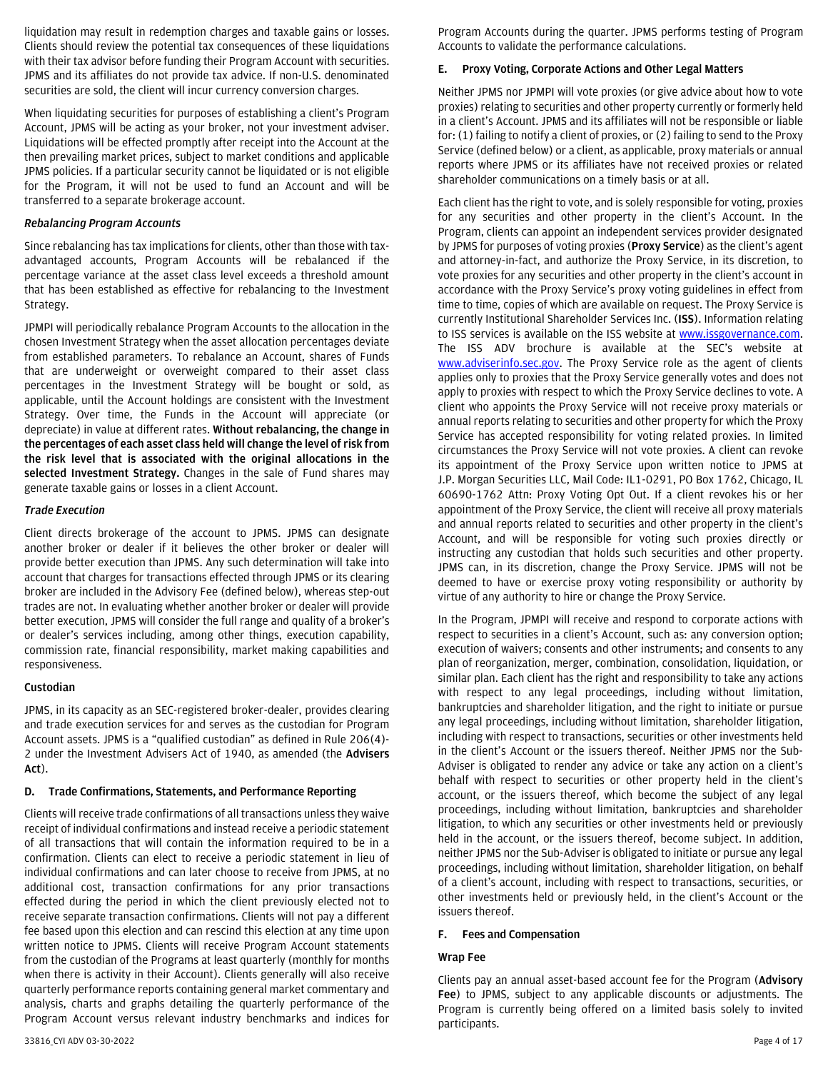liquidation may result in redemption charges and taxable gains or losses. Clients should review the potential tax consequences of these liquidations with their tax advisor before funding their Program Account with securities. JPMS and its affiliates do not provide tax advice. If non-U.S. denominated securities are sold, the client will incur currency conversion charges.

When liquidating securities for purposes of establishing a client's Program Account, JPMS will be acting as your broker, not your investment adviser. Liquidations will be effected promptly after receipt into the Account at the then prevailing market prices, subject to market conditions and applicable JPMS policies. If a particular security cannot be liquidated or is not eligible for the Program, it will not be used to fund an Account and will be transferred to a separate brokerage account.

*Rebalancing Program Accounts*

Since rebalancing has tax implications for clients, other than those with tax-advantaged accounts, Program Accounts will be rebalanced if the percentage variance at the asset class level exceeds a threshold amount that has been established as effective for rebalancing to the Investment Strategy.

JPMPI will periodically rebalance Program Accounts to the allocation in the chosen Investment Strategy when the asset allocation percentages deviate from established parameters. To rebalance an Account, shares of Funds that are underweight or overweight compared to their asset class percentages in the Investment Strategy will be bought or sold, as applicable, until the Account holdings are consistent with the Investment Strategy. Over time, the Funds in the Account will appreciate (or depreciate) in value at different rates. **Without rebalancing, the change in the percentages of each asset class held will change the level of risk from the risk level that is associated with the original allocations in the selected Investment Strategy.** Changes in the sale of Fund shares may generate taxable gains or losses in a client Account.

*Trade Execution*

Client directs brokerage of the account to JPMS. JPMS can designate another broker or dealer if it believes the other broker or dealer will provide better execution than JPMS. Any such determination will take into account that charges for transactions effected through JPMS or its clearing broker are included in the Advisory Fee (defined below), whereas step-out trades are not. In evaluating whether another broker or dealer will provide better execution, JPMS will consider the full range and quality of a broker's or dealer's services including, among other things, execution capability, commission rate, financial responsibility, market making capabilities and responsiveness.

**Custodian**

JPMS, in its capacity as an SEC-registered broker-dealer, provides clearing and trade execution services for and serves as the custodian for Program Account assets. JPMS is a "qualified custodian" as defined in Rule 206(4)-2 under the Investment Advisers Act of 1940, as amended (the **Advisers Act**).

### D. Trade Confirmations, Statements, and Performance Reporting

Clients will receive trade confirmations of all transactions unless they waive receipt of individual confirmations and instead receive a periodic statement of all transactions that will contain the information required to be in a confirmation. Clients can elect to receive a periodic statement in lieu of individual confirmations and can later choose to receive from JPMS, at no additional cost, transaction confirmations for any prior transactions effected during the period in which the client previously elected not to receive separate transaction confirmations. Clients will not pay a different fee based upon this election and can rescind this election at any time upon written notice to JPMS. Clients will receive Program Account statements from the custodian of the Programs at least quarterly (monthly for months when there is activity in their Account). Clients generally will also receive quarterly performance reports containing general market commentary and analysis, charts and graphs detailing the quarterly performance of the Program Account versus relevant industry benchmarks and indices for Program Accounts during the quarter. JPMS performs testing of Program Accounts to validate the performance calculations.

### E. Proxy Voting, Corporate Actions and Other Legal Matters

Neither JPMS nor JPMPI will vote proxies (or give advice about how to vote proxies) relating to securities and other property currently or formerly held in a client's Account. JPMS and its affiliates will not be responsible or liable for: (1) failing to notify a client of proxies, or (2) failing to send to the Proxy Service (defined below) or a client, as applicable, proxy materials or annual reports where JPMS or its affiliates have not received proxies or related shareholder communications on a timely basis or at all.

Each client has the right to vote, and is solely responsible for voting, proxies for any securities and other property in the client's Account. In the Program, clients can appoint an independent services provider designated by JPMS for purposes of voting proxies (**Proxy Service**) as the client's agent and attorney-in-fact, and authorize the Proxy Service, in its discretion, to vote proxies for any securities and other property in the client's account in accordance with the Proxy Service's proxy voting guidelines in effect from time to time, copies of which are available on request. The Proxy Service is currently Institutional Shareholder Services Inc. (**ISS**). Information relating to ISS services is available on the ISS website at www.issgovernance.com. The ISS ADV brochure is available at the SEC's website at www.adviserinfo.sec.gov. The Proxy Service role as the agent of clients applies only to proxies that the Proxy Service generally votes and does not apply to proxies with respect to which the Proxy Service declines to vote. A client who appoints the Proxy Service will not receive proxy materials or annual reports relating to securities and other property for which the Proxy Service has accepted responsibility for voting related proxies. In limited circumstances the Proxy Service will not vote proxies. A client can revoke its appointment of the Proxy Service upon written notice to JPMS at J.P. Morgan Securities LLC, Mail Code: IL1-0291, PO Box 1762, Chicago, IL 60690-1762 Attn: Proxy Voting Opt Out. If a client revokes his or her appointment of the Proxy Service, the client will receive all proxy materials and annual reports related to securities and other property in the client's Account, and will be responsible for voting such proxies directly or instructing any custodian that holds such securities and other property. JPMS can, in its discretion, change the Proxy Service. JPMS will not be deemed to have or exercise proxy voting responsibility or authority by virtue of any authority to hire or change the Proxy Service.

In the Program, JPMPI will receive and respond to corporate actions with respect to securities in a client's Account, such as: any conversion option; execution of waivers; consents and other instruments; and consents to any plan of reorganization, merger, combination, consolidation, liquidation, or similar plan. Each client has the right and responsibility to take any actions with respect to any legal proceedings, including without limitation, bankruptcies and shareholder litigation, and the right to initiate or pursue any legal proceedings, including without limitation, shareholder litigation, including with respect to transactions, securities or other investments held in the client's Account or the issuers thereof. Neither JPMS nor the Sub-Adviser is obligated to render any advice or take any action on a client's behalf with respect to securities or other property held in the client's account, or the issuers thereof, which become the subject of any legal proceedings, including without limitation, bankruptcies and shareholder litigation, to which any securities or other investments held or previously held in the account, or the issuers thereof, become subject. In addition, neither JPMS nor the Sub-Adviser is obligated to initiate or pursue any legal proceedings, including without limitation, shareholder litigation, on behalf of a client's account, including with respect to transactions, securities, or other investments held or previously held, in the client's Account or the issuers thereof.

### F. Fees and Compensation

**Wrap Fee**

Clients pay an annual asset-based account fee for the Program (**Advisory Fee**) to JPMS, subject to any applicable discounts or adjustments. The Program is currently being offered on a limited basis solely to invited participants.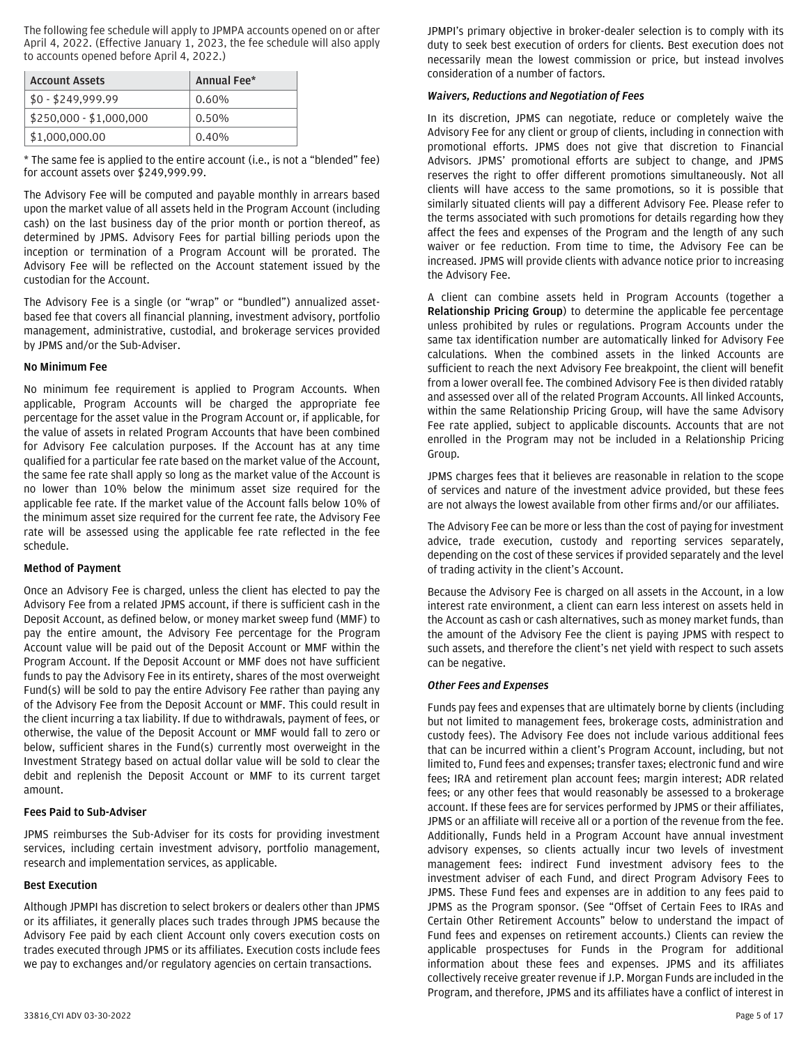The following fee schedule will apply to JPMPA accounts opened on or after April 4, 2022. (Effective January 1, 2023, the fee schedule will also apply to accounts opened before April 4, 2022.)

| Account Assets | Annual Fee* |
| --- | --- |
| $0 - $249,999.99 | 0.60% |
| $250,000 - $1,000,000 | 0.50% |
| $1,000,000.00 | 0.40% |

* The same fee is applied to the entire account (i.e., is not a "blended" fee) for account assets over $249,999.99.

The Advisory Fee will be computed and payable monthly in arrears based upon the market value of all assets held in the Program Account (including cash) on the last business day of the prior month or portion thereof, as determined by JPMS. Advisory Fees for partial billing periods upon the inception or termination of a Program Account will be prorated. The Advisory Fee will be reflected on the Account statement issued by the custodian for the Account.

The Advisory Fee is a single (or "wrap" or "bundled") annualized asset-based fee that covers all financial planning, investment advisory, portfolio management, administrative, custodial, and brokerage services provided by JPMS and/or the Sub-Adviser.

**No Minimum Fee**

No minimum fee requirement is applied to Program Accounts. When applicable, Program Accounts will be charged the appropriate fee percentage for the asset value in the Program Account or, if applicable, for the value of assets in related Program Accounts that have been combined for Advisory Fee calculation purposes. If the Account has at any time qualified for a particular fee rate based on the market value of the Account, the same fee rate shall apply so long as the market value of the Account is no lower than 10% below the minimum asset size required for the applicable fee rate. If the market value of the Account falls below 10% of the minimum asset size required for the current fee rate, the Advisory Fee rate will be assessed using the applicable fee rate reflected in the fee schedule.

**Method of Payment**

Once an Advisory Fee is charged, unless the client has elected to pay the Advisory Fee from a related JPMS account, if there is sufficient cash in the Deposit Account, as defined below, or money market sweep fund (MMF) to pay the entire amount, the Advisory Fee percentage for the Program Account value will be paid out of the Deposit Account or MMF within the Program Account. If the Deposit Account or MMF does not have sufficient funds to pay the Advisory Fee in its entirety, shares of the most overweight Fund(s) will be sold to pay the entire Advisory Fee rather than paying any of the Advisory Fee from the Deposit Account or MMF. This could result in the client incurring a tax liability. If due to withdrawals, payment of fees, or otherwise, the value of the Deposit Account or MMF would fall to zero or below, sufficient shares in the Fund(s) currently most overweight in the Investment Strategy based on actual dollar value will be sold to clear the debit and replenish the Deposit Account or MMF to its current target amount.

**Fees Paid to Sub-Adviser**

JPMS reimburses the Sub-Adviser for its costs for providing investment services, including certain investment advisory, portfolio management, research and implementation services, as applicable.

**Best Execution**

Although JPMPI has discretion to select brokers or dealers other than JPMS or its affiliates, it generally places such trades through JPMS because the Advisory Fee paid by each client Account only covers execution costs on trades executed through JPMS or its affiliates. Execution costs include fees we pay to exchanges and/or regulatory agencies on certain transactions.

JPMPI's primary objective in broker-dealer selection is to comply with its duty to seek best execution of orders for clients. Best execution does not necessarily mean the lowest commission or price, but instead involves consideration of a number of factors.

***Waivers, Reductions and Negotiation of Fees***

In its discretion, JPMS can negotiate, reduce or completely waive the Advisory Fee for any client or group of clients, including in connection with promotional efforts. JPMS does not give that discretion to Financial Advisors. JPMS' promotional efforts are subject to change, and JPMS reserves the right to offer different promotions simultaneously. Not all clients will have access to the same promotions, so it is possible that similarly situated clients will pay a different Advisory Fee. Please refer to the terms associated with such promotions for details regarding how they affect the fees and expenses of the Program and the length of any such waiver or fee reduction. From time to time, the Advisory Fee can be increased. JPMS will provide clients with advance notice prior to increasing the Advisory Fee.

A client can combine assets held in Program Accounts (together a **Relationship Pricing Group**) to determine the applicable fee percentage unless prohibited by rules or regulations. Program Accounts under the same tax identification number are automatically linked for Advisory Fee calculations. When the combined assets in the linked Accounts are sufficient to reach the next Advisory Fee breakpoint, the client will benefit from a lower overall fee. The combined Advisory Fee is then divided ratably and assessed over all of the related Program Accounts. All linked Accounts, within the same Relationship Pricing Group, will have the same Advisory Fee rate applied, subject to applicable discounts. Accounts that are not enrolled in the Program may not be included in a Relationship Pricing Group.

JPMS charges fees that it believes are reasonable in relation to the scope of services and nature of the investment advice provided, but these fees are not always the lowest available from other firms and/or our affiliates.

The Advisory Fee can be more or less than the cost of paying for investment advice, trade execution, custody and reporting services separately, depending on the cost of these services if provided separately and the level of trading activity in the client's Account.

Because the Advisory Fee is charged on all assets in the Account, in a low interest rate environment, a client can earn less interest on assets held in the Account as cash or cash alternatives, such as money market funds, than the amount of the Advisory Fee the client is paying JPMS with respect to such assets, and therefore the client's net yield with respect to such assets can be negative.

***Other Fees and Expenses***

Funds pay fees and expenses that are ultimately borne by clients (including but not limited to management fees, brokerage costs, administration and custody fees). The Advisory Fee does not include various additional fees that can be incurred within a client's Program Account, including, but not limited to, Fund fees and expenses; transfer taxes; electronic fund and wire fees; IRA and retirement plan account fees; margin interest; ADR related fees; or any other fees that would reasonably be assessed to a brokerage account. If these fees are for services performed by JPMS or their affiliates, JPMS or an affiliate will receive all or a portion of the revenue from the fee. Additionally, Funds held in a Program Account have annual investment advisory expenses, so clients actually incur two levels of investment management fees: indirect Fund investment advisory fees to the investment adviser of each Fund, and direct Program Advisory Fees to JPMS. These Fund fees and expenses are in addition to any fees paid to JPMS as the Program sponsor. (See "Offset of Certain Fees to IRAs and Certain Other Retirement Accounts" below to understand the impact of Fund fees and expenses on retirement accounts.) Clients can review the applicable prospectuses for Funds in the Program for additional information about these fees and expenses. JPMS and its affiliates collectively receive greater revenue if J.P. Morgan Funds are included in the Program, and therefore, JPMS and its affiliates have a conflict of interest in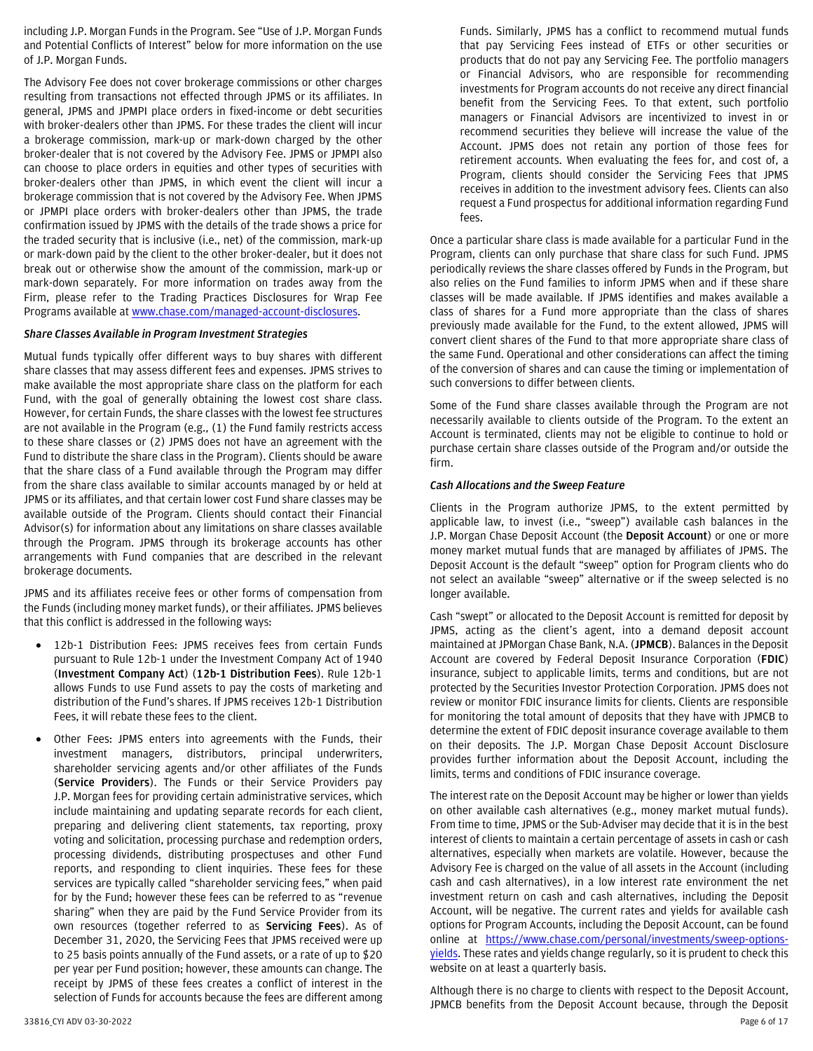including J.P. Morgan Funds in the Program. See "Use of J.P. Morgan Funds and Potential Conflicts of Interest" below for more information on the use of J.P. Morgan Funds.

The Advisory Fee does not cover brokerage commissions or other charges resulting from transactions not effected through JPMS or its affiliates. In general, JPMS and JPMPI place orders in fixed-income or debt securities with broker-dealers other than JPMS. For these trades the client will incur a brokerage commission, mark-up or mark-down charged by the other broker-dealer that is not covered by the Advisory Fee. JPMS or JPMPI also can choose to place orders in equities and other types of securities with broker-dealers other than JPMS, in which event the client will incur a brokerage commission that is not covered by the Advisory Fee. When JPMS or JPMPI place orders with broker-dealers other than JPMS, the trade confirmation issued by JPMS with the details of the trade shows a price for the traded security that is inclusive (i.e., net) of the commission, mark-up or mark-down paid by the client to the other broker-dealer, but it does not break out or otherwise show the amount of the commission, mark-up or mark-down separately. For more information on trades away from the Firm, please refer to the Trading Practices Disclosures for Wrap Fee Programs available at www.chase.com/managed-account-disclosures.

***Share Classes Available in Program Investment Strategies***

Mutual funds typically offer different ways to buy shares with different share classes that may assess different fees and expenses. JPMS strives to make available the most appropriate share class on the platform for each Fund, with the goal of generally obtaining the lowest cost share class. However, for certain Funds, the share classes with the lowest fee structures are not available in the Program (e.g., (1) the Fund family restricts access to these share classes or (2) JPMS does not have an agreement with the Fund to distribute the share class in the Program). Clients should be aware that the share class of a Fund available through the Program may differ from the share class available to similar accounts managed by or held at JPMS or its affiliates, and that certain lower cost Fund share classes may be available outside of the Program. Clients should contact their Financial Advisor(s) for information about any limitations on share classes available through the Program. JPMS through its brokerage accounts has other arrangements with Fund companies that are described in the relevant brokerage documents.

JPMS and its affiliates receive fees or other forms of compensation from the Funds (including money market funds), or their affiliates. JPMS believes that this conflict is addressed in the following ways:

- 12b-1 Distribution Fees: JPMS receives fees from certain Funds pursuant to Rule 12b-1 under the Investment Company Act of 1940 (**Investment Company Act**) (**12b-1 Distribution Fees**). Rule 12b-1 allows Funds to use Fund assets to pay the costs of marketing and distribution of the Fund's shares. If JPMS receives 12b-1 Distribution Fees, it will rebate these fees to the client.
- Other Fees: JPMS enters into agreements with the Funds, their investment managers, distributors, principal underwriters, shareholder servicing agents and/or other affiliates of the Funds (**Service Providers**). The Funds or their Service Providers pay J.P. Morgan fees for providing certain administrative services, which include maintaining and updating separate records for each client, preparing and delivering client statements, tax reporting, proxy voting and solicitation, processing purchase and redemption orders, processing dividends, distributing prospectuses and other Fund reports, and responding to client inquiries. These fees for these services are typically called "shareholder servicing fees," when paid for by the Fund; however these fees can be referred to as "revenue sharing" when they are paid by the Fund Service Provider from its own resources (together referred to as **Servicing Fees**). As of December 31, 2020, the Servicing Fees that JPMS received were up to 25 basis points annually of the Fund assets, or a rate of up to $20 per year per Fund position; however, these amounts can change. The receipt by JPMS of these fees creates a conflict of interest in the selection of Funds for accounts because the fees are different among Funds. Similarly, JPMS has a conflict to recommend mutual funds that pay Servicing Fees instead of ETFs or other securities or products that do not pay any Servicing Fee. The portfolio managers or Financial Advisors, who are responsible for recommending investments for Program accounts do not receive any direct financial benefit from the Servicing Fees. To that extent, such portfolio managers or Financial Advisors are incentivized to invest in or recommend securities they believe will increase the value of the Account. JPMS does not retain any portion of those fees for retirement accounts. When evaluating the fees for, and cost of, a Program, clients should consider the Servicing Fees that JPMS receives in addition to the investment advisory fees. Clients can also request a Fund prospectus for additional information regarding Fund fees.

Once a particular share class is made available for a particular Fund in the Program, clients can only purchase that share class for such Fund. JPMS periodically reviews the share classes offered by Funds in the Program, but also relies on the Fund families to inform JPMS when and if these share classes will be made available. If JPMS identifies and makes available a class of shares for a Fund more appropriate than the class of shares previously made available for the Fund, to the extent allowed, JPMS will convert client shares of the Fund to that more appropriate share class of the same Fund. Operational and other considerations can affect the timing of the conversion of shares and can cause the timing or implementation of such conversions to differ between clients.

Some of the Fund share classes available through the Program are not necessarily available to clients outside of the Program. To the extent an Account is terminated, clients may not be eligible to continue to hold or purchase certain share classes outside of the Program and/or outside the firm.

***Cash Allocations and the Sweep Feature***

Clients in the Program authorize JPMS, to the extent permitted by applicable law, to invest (i.e., "sweep") available cash balances in the J.P. Morgan Chase Deposit Account (the **Deposit Account**) or one or more money market mutual funds that are managed by affiliates of JPMS. The Deposit Account is the default "sweep" option for Program clients who do not select an available "sweep" alternative or if the sweep selected is no longer available.

Cash "swept" or allocated to the Deposit Account is remitted for deposit by JPMS, acting as the client's agent, into a demand deposit account maintained at JPMorgan Chase Bank, N.A. (**JPMCB**). Balances in the Deposit Account are covered by Federal Deposit Insurance Corporation (**FDIC**) insurance, subject to applicable limits, terms and conditions, but are not protected by the Securities Investor Protection Corporation. JPMS does not review or monitor FDIC insurance limits for clients. Clients are responsible for monitoring the total amount of deposits that they have with JPMCB to determine the extent of FDIC deposit insurance coverage available to them on their deposits. The J.P. Morgan Chase Deposit Account Disclosure provides further information about the Deposit Account, including the limits, terms and conditions of FDIC insurance coverage.

The interest rate on the Deposit Account may be higher or lower than yields on other available cash alternatives (e.g., money market mutual funds). From time to time, JPMS or the Sub-Adviser may decide that it is in the best interest of clients to maintain a certain percentage of assets in cash or cash alternatives, especially when markets are volatile. However, because the Advisory Fee is charged on the value of all assets in the Account (including cash and cash alternatives), in a low interest rate environment the net investment return on cash and cash alternatives, including the Deposit Account, will be negative. The current rates and yields for available cash options for Program Accounts, including the Deposit Account, can be found online at https://www.chase.com/personal/investments/sweep-options-yields. These rates and yields change regularly, so it is prudent to check this website on at least a quarterly basis.

Although there is no charge to clients with respect to the Deposit Account, JPMCB benefits from the Deposit Account because, through the Deposit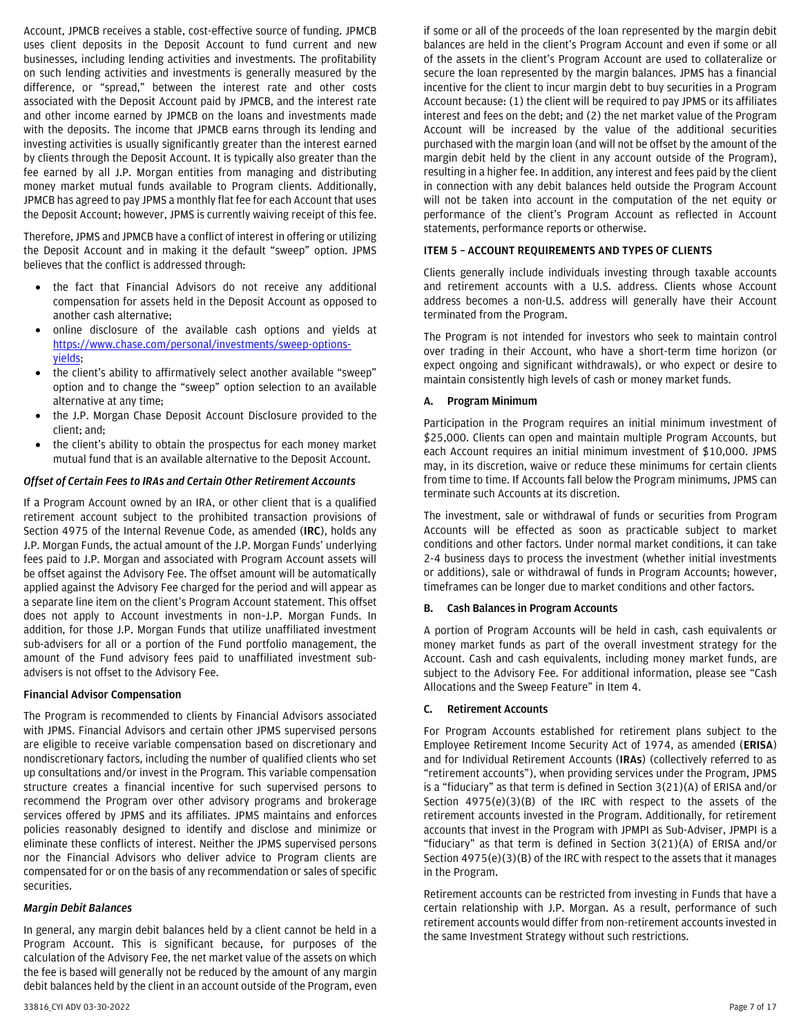Account, JPMCB receives a stable, cost-effective source of funding. JPMCB uses client deposits in the Deposit Account to fund current and new businesses, including lending activities and investments. The profitability on such lending activities and investments is generally measured by the difference, or "spread," between the interest rate and other costs associated with the Deposit Account paid by JPMCB, and the interest rate and other income earned by JPMCB on the loans and investments made with the deposits. The income that JPMCB earns through its lending and investing activities is usually significantly greater than the interest earned by clients through the Deposit Account. It is typically also greater than the fee earned by all J.P. Morgan entities from managing and distributing money market mutual funds available to Program clients. Additionally, JPMCB has agreed to pay JPMS a monthly flat fee for each Account that uses the Deposit Account; however, JPMS is currently waiving receipt of this fee.

Therefore, JPMS and JPMCB have a conflict of interest in offering or utilizing the Deposit Account and in making it the default "sweep" option. JPMS believes that the conflict is addressed through:

- the fact that Financial Advisors do not receive any additional compensation for assets held in the Deposit Account as opposed to another cash alternative;
- online disclosure of the available cash options and yields at https://www.chase.com/personal/investments/sweep-options-yields;
- the client's ability to affirmatively select another available "sweep" option and to change the "sweep" option selection to an available alternative at any time;
- the J.P. Morgan Chase Deposit Account Disclosure provided to the client; and;
- the client's ability to obtain the prospectus for each money market mutual fund that is an available alternative to the Deposit Account.

***Offset of Certain Fees to IRAs and Certain Other Retirement Accounts***

If a Program Account owned by an IRA, or other client that is a qualified retirement account subject to the prohibited transaction provisions of Section 4975 of the Internal Revenue Code, as amended (**IRC**), holds any J.P. Morgan Funds, the actual amount of the J.P. Morgan Funds' underlying fees paid to J.P. Morgan and associated with Program Account assets will be offset against the Advisory Fee. The offset amount will be automatically applied against the Advisory Fee charged for the period and will appear as a separate line item on the client's Program Account statement. This offset does not apply to Account investments in non-J.P. Morgan Funds. In addition, for those J.P. Morgan Funds that utilize unaffiliated investment sub-advisers for all or a portion of the Fund portfolio management, the amount of the Fund advisory fees paid to unaffiliated investment sub-advisers is not offset to the Advisory Fee.

**Financial Advisor Compensation**

The Program is recommended to clients by Financial Advisors associated with JPMS. Financial Advisors and certain other JPMS supervised persons are eligible to receive variable compensation based on discretionary and nondiscretionary factors, including the number of qualified clients who set up consultations and/or invest in the Program. This variable compensation structure creates a financial incentive for such supervised persons to recommend the Program over other advisory programs and brokerage services offered by JPMS and its affiliates. JPMS maintains and enforces policies reasonably designed to identify and disclose and minimize or eliminate these conflicts of interest. Neither the JPMS supervised persons nor the Financial Advisors who deliver advice to Program clients are compensated for or on the basis of any recommendation or sales of specific securities.

***Margin Debit Balances***

In general, any margin debit balances held by a client cannot be held in a Program Account. This is significant because, for purposes of the calculation of the Advisory Fee, the net market value of the assets on which the fee is based will generally not be reduced by the amount of any margin debit balances held by the client in an account outside of the Program, even if some or all of the proceeds of the loan represented by the margin debit balances are held in the client's Program Account and even if some or all of the assets in the client's Program Account are used to collateralize or secure the loan represented by the margin balances. JPMS has a financial incentive for the client to incur margin debt to buy securities in a Program Account because: (1) the client will be required to pay JPMS or its affiliates interest and fees on the debt; and (2) the net market value of the Program Account will be increased by the value of the additional securities purchased with the margin loan (and will not be offset by the amount of the margin debit held by the client in any account outside of the Program), resulting in a higher fee. In addition, any interest and fees paid by the client in connection with any debit balances held outside the Program Account will not be taken into account in the computation of the net equity or performance of the client's Program Account as reflected in Account statements, performance reports or otherwise.

## ITEM 5 – ACCOUNT REQUIREMENTS AND TYPES OF CLIENTS

Clients generally include individuals investing through taxable accounts and retirement accounts with a U.S. address. Clients whose Account address becomes a non-U.S. address will generally have their Account terminated from the Program.

The Program is not intended for investors who seek to maintain control over trading in their Account, who have a short-term time horizon (or expect ongoing and significant withdrawals), or who expect or desire to maintain consistently high levels of cash or money market funds.

### A. Program Minimum

Participation in the Program requires an initial minimum investment of $25,000. Clients can open and maintain multiple Program Accounts, but each Account requires an initial minimum investment of $10,000. JPMS may, in its discretion, waive or reduce these minimums for certain clients from time to time. If Accounts fall below the Program minimums, JPMS can terminate such Accounts at its discretion.

The investment, sale or withdrawal of funds or securities from Program Accounts will be effected as soon as practicable subject to market conditions and other factors. Under normal market conditions, it can take 2-4 business days to process the investment (whether initial investments or additions), sale or withdrawal of funds in Program Accounts; however, timeframes can be longer due to market conditions and other factors.

### B. Cash Balances in Program Accounts

A portion of Program Accounts will be held in cash, cash equivalents or money market funds as part of the overall investment strategy for the Account. Cash and cash equivalents, including money market funds, are subject to the Advisory Fee. For additional information, please see "Cash Allocations and the Sweep Feature" in Item 4.

### C. Retirement Accounts

For Program Accounts established for retirement plans subject to the Employee Retirement Income Security Act of 1974, as amended (**ERISA**) and for Individual Retirement Accounts (**IRAs**) (collectively referred to as "retirement accounts"), when providing services under the Program, JPMS is a "fiduciary" as that term is defined in Section 3(21)(A) of ERISA and/or Section 4975(e)(3)(B) of the IRC with respect to the assets of the retirement accounts invested in the Program. Additionally, for retirement accounts that invest in the Program with JPMPI as Sub-Adviser, JPMPI is a "fiduciary" as that term is defined in Section 3(21)(A) of ERISA and/or Section 4975(e)(3)(B) of the IRC with respect to the assets that it manages in the Program.

Retirement accounts can be restricted from investing in Funds that have a certain relationship with J.P. Morgan. As a result, performance of such retirement accounts would differ from non-retirement accounts invested in the same Investment Strategy without such restrictions.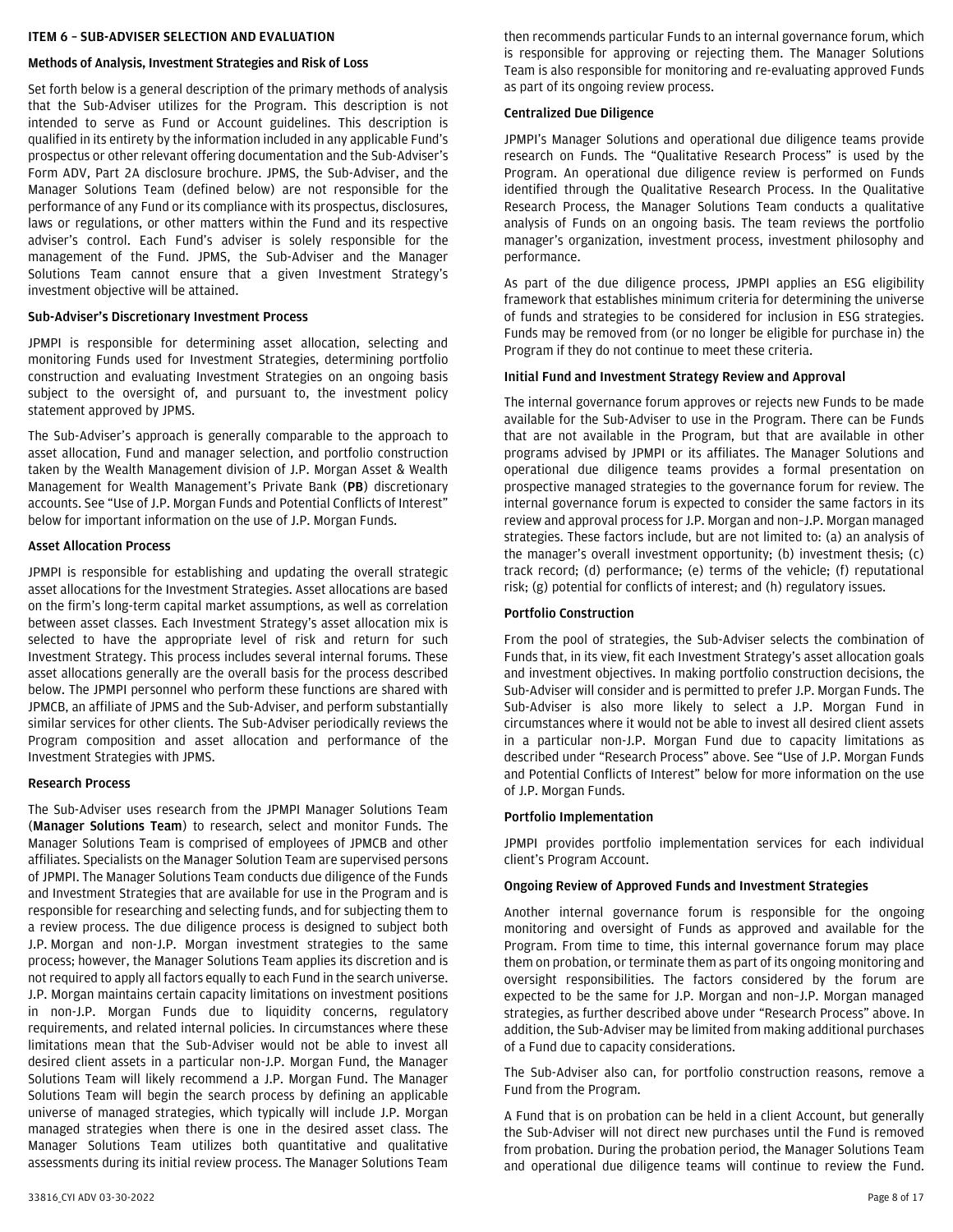## ITEM 6 – SUB-ADVISER SELECTION AND EVALUATION

### Methods of Analysis, Investment Strategies and Risk of Loss

Set forth below is a general description of the primary methods of analysis that the Sub-Adviser utilizes for the Program. This description is not intended to serve as Fund or Account guidelines. This description is qualified in its entirety by the information included in any applicable Fund's prospectus or other relevant offering documentation and the Sub-Adviser's Form ADV, Part 2A disclosure brochure. JPMS, the Sub-Adviser, and the Manager Solutions Team (defined below) are not responsible for the performance of any Fund or its compliance with its prospectus, disclosures, laws or regulations, or other matters within the Fund and its respective adviser's control. Each Fund's adviser is solely responsible for the management of the Fund. JPMS, the Sub-Adviser and the Manager Solutions Team cannot ensure that a given Investment Strategy's investment objective will be attained.

### Sub-Adviser's Discretionary Investment Process

JPMPI is responsible for determining asset allocation, selecting and monitoring Funds used for Investment Strategies, determining portfolio construction and evaluating Investment Strategies on an ongoing basis subject to the oversight of, and pursuant to, the investment policy statement approved by JPMS.

The Sub-Adviser's approach is generally comparable to the approach to asset allocation, Fund and manager selection, and portfolio construction taken by the Wealth Management division of J.P. Morgan Asset & Wealth Management for Wealth Management's Private Bank (**PB**) discretionary accounts. See "Use of J.P. Morgan Funds and Potential Conflicts of Interest" below for important information on the use of J.P. Morgan Funds.

### Asset Allocation Process

JPMPI is responsible for establishing and updating the overall strategic asset allocations for the Investment Strategies. Asset allocations are based on the firm's long-term capital market assumptions, as well as correlation between asset classes. Each Investment Strategy's asset allocation mix is selected to have the appropriate level of risk and return for such Investment Strategy. This process includes several internal forums. These asset allocations generally are the overall basis for the process described below. The JPMPI personnel who perform these functions are shared with JPMCB, an affiliate of JPMS and the Sub-Adviser, and perform substantially similar services for other clients. The Sub-Adviser periodically reviews the Program composition and asset allocation and performance of the Investment Strategies with JPMS.

### Research Process

The Sub-Adviser uses research from the JPMPI Manager Solutions Team (**Manager Solutions Team**) to research, select and monitor Funds. The Manager Solutions Team is comprised of employees of JPMCB and other affiliates. Specialists on the Manager Solution Team are supervised persons of JPMPI. The Manager Solutions Team conducts due diligence of the Funds and Investment Strategies that are available for use in the Program and is responsible for researching and selecting funds, and for subjecting them to a review process. The due diligence process is designed to subject both J.P. Morgan and non-J.P. Morgan investment strategies to the same process; however, the Manager Solutions Team applies its discretion and is not required to apply all factors equally to each Fund in the search universe. J.P. Morgan maintains certain capacity limitations on investment positions in non-J.P. Morgan Funds due to liquidity concerns, regulatory requirements, and related internal policies. In circumstances where these limitations mean that the Sub-Adviser would not be able to invest all desired client assets in a particular non-J.P. Morgan Fund, the Manager Solutions Team will likely recommend a J.P. Morgan Fund. The Manager Solutions Team will begin the search process by defining an applicable universe of managed strategies, which typically will include J.P. Morgan managed strategies when there is one in the desired asset class. The Manager Solutions Team utilizes both quantitative and qualitative assessments during its initial review process. The Manager Solutions Team then recommends particular Funds to an internal governance forum, which is responsible for approving or rejecting them. The Manager Solutions Team is also responsible for monitoring and re-evaluating approved Funds as part of its ongoing review process.

### Centralized Due Diligence

JPMPI's Manager Solutions and operational due diligence teams provide research on Funds. The "Qualitative Research Process" is used by the Program. An operational due diligence review is performed on Funds identified through the Qualitative Research Process. In the Qualitative Research Process, the Manager Solutions Team conducts a qualitative analysis of Funds on an ongoing basis. The team reviews the portfolio manager's organization, investment process, investment philosophy and performance.

As part of the due diligence process, JPMPI applies an ESG eligibility framework that establishes minimum criteria for determining the universe of funds and strategies to be considered for inclusion in ESG strategies. Funds may be removed from (or no longer be eligible for purchase in) the Program if they do not continue to meet these criteria.

### Initial Fund and Investment Strategy Review and Approval

The internal governance forum approves or rejects new Funds to be made available for the Sub-Adviser to use in the Program. There can be Funds that are not available in the Program, but that are available in other programs advised by JPMPI or its affiliates. The Manager Solutions and operational due diligence teams provides a formal presentation on prospective managed strategies to the governance forum for review. The internal governance forum is expected to consider the same factors in its review and approval process for J.P. Morgan and non-J.P. Morgan managed strategies. These factors include, but are not limited to: (a) an analysis of the manager's overall investment opportunity; (b) investment thesis; (c) track record; (d) performance; (e) terms of the vehicle; (f) reputational risk; (g) potential for conflicts of interest; and (h) regulatory issues.

### Portfolio Construction

From the pool of strategies, the Sub-Adviser selects the combination of Funds that, in its view, fit each Investment Strategy's asset allocation goals and investment objectives. In making portfolio construction decisions, the Sub-Adviser will consider and is permitted to prefer J.P. Morgan Funds. The Sub-Adviser is also more likely to select a J.P. Morgan Fund in circumstances where it would not be able to invest all desired client assets in a particular non-J.P. Morgan Fund due to capacity limitations as described under "Research Process" above. See "Use of J.P. Morgan Funds and Potential Conflicts of Interest" below for more information on the use of J.P. Morgan Funds.

### Portfolio Implementation

JPMPI provides portfolio implementation services for each individual client's Program Account.

### Ongoing Review of Approved Funds and Investment Strategies

Another internal governance forum is responsible for the ongoing monitoring and oversight of Funds as approved and available for the Program. From time to time, this internal governance forum may place them on probation, or terminate them as part of its ongoing monitoring and oversight responsibilities. The factors considered by the forum are expected to be the same for J.P. Morgan and non-J.P. Morgan managed strategies, as further described above under "Research Process" above. In addition, the Sub-Adviser may be limited from making additional purchases of a Fund due to capacity considerations.

The Sub-Adviser also can, for portfolio construction reasons, remove a Fund from the Program.

A Fund that is on probation can be held in a client Account, but generally the Sub-Adviser will not direct new purchases until the Fund is removed from probation. During the probation period, the Manager Solutions Team and operational due diligence teams will continue to review the Fund.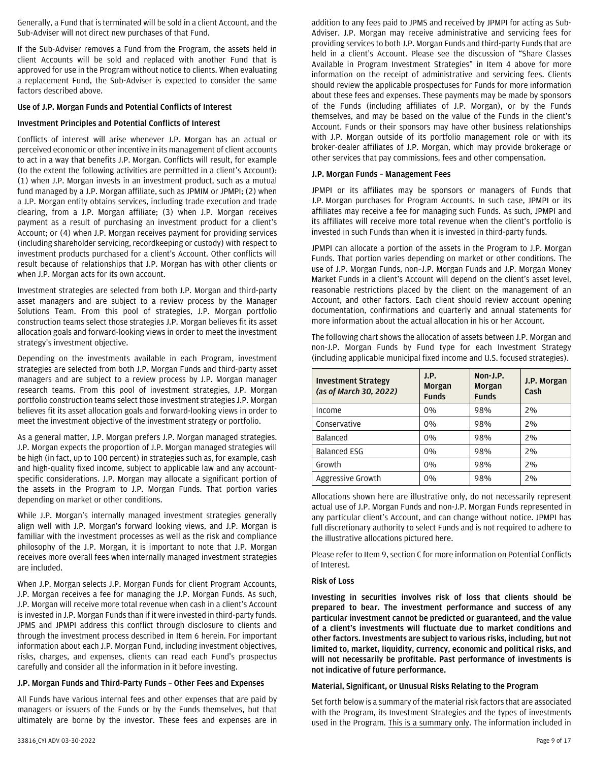Generally, a Fund that is terminated will be sold in a client Account, and the Sub-Adviser will not direct new purchases of that Fund.

If the Sub-Adviser removes a Fund from the Program, the assets held in client Accounts will be sold and replaced with another Fund that is approved for use in the Program without notice to clients. When evaluating a replacement Fund, the Sub-Adviser is expected to consider the same factors described above.

**Use of J.P. Morgan Funds and Potential Conflicts of Interest**

**Investment Principles and Potential Conflicts of Interest**

Conflicts of interest will arise whenever J.P. Morgan has an actual or perceived economic or other incentive in its management of client accounts to act in a way that benefits J.P. Morgan. Conflicts will result, for example (to the extent the following activities are permitted in a client's Account): (1) when J.P. Morgan invests in an investment product, such as a mutual fund managed by a J.P. Morgan affiliate, such as JPMIM or JPMPI; (2) when a J.P. Morgan entity obtains services, including trade execution and trade clearing, from a J.P. Morgan affiliate; (3) when J.P. Morgan receives payment as a result of purchasing an investment product for a client's Account; or (4) when J.P. Morgan receives payment for providing services (including shareholder servicing, recordkeeping or custody) with respect to investment products purchased for a client's Account. Other conflicts will result because of relationships that J.P. Morgan has with other clients or when J.P. Morgan acts for its own account.

Investment strategies are selected from both J.P. Morgan and third-party asset managers and are subject to a review process by the Manager Solutions Team. From this pool of strategies, J.P. Morgan portfolio construction teams select those strategies J.P. Morgan believes fit its asset allocation goals and forward-looking views in order to meet the investment strategy's investment objective.

Depending on the investments available in each Program, investment strategies are selected from both J.P. Morgan Funds and third-party asset managers and are subject to a review process by J.P. Morgan manager research teams. From this pool of investment strategies, J.P. Morgan portfolio construction teams select those investment strategies J.P. Morgan believes fit its asset allocation goals and forward-looking views in order to meet the investment objective of the investment strategy or portfolio.

As a general matter, J.P. Morgan prefers J.P. Morgan managed strategies. J.P. Morgan expects the proportion of J.P. Morgan managed strategies will be high (in fact, up to 100 percent) in strategies such as, for example, cash and high-quality fixed income, subject to applicable law and any account-specific considerations. J.P. Morgan may allocate a significant portion of the assets in the Program to J.P. Morgan Funds. That portion varies depending on market or other conditions.

While J.P. Morgan's internally managed investment strategies generally align well with J.P. Morgan's forward looking views, and J.P. Morgan is familiar with the investment processes as well as the risk and compliance philosophy of the J.P. Morgan, it is important to note that J.P. Morgan receives more overall fees when internally managed investment strategies are included.

When J.P. Morgan selects J.P. Morgan Funds for client Program Accounts, J.P. Morgan receives a fee for managing the J.P. Morgan Funds. As such, J.P. Morgan will receive more total revenue when cash in a client's Account is invested in J.P. Morgan Funds than if it were invested in third-party funds. JPMS and JPMPI address this conflict through disclosure to clients and through the investment process described in Item 6 herein. For important information about each J.P. Morgan Fund, including investment objectives, risks, charges, and expenses, clients can read each Fund's prospectus carefully and consider all the information in it before investing.

**J.P. Morgan Funds and Third-Party Funds – Other Fees and Expenses**

All Funds have various internal fees and other expenses that are paid by managers or issuers of the Funds or by the Funds themselves, but that ultimately are borne by the investor. These fees and expenses are in addition to any fees paid to JPMS and received by JPMPI for acting as Sub-Adviser. J.P. Morgan may receive administrative and servicing fees for providing services to both J.P. Morgan Funds and third-party Funds that are held in a client's Account. Please see the discussion of "Share Classes Available in Program Investment Strategies" in Item 4 above for more information on the receipt of administrative and servicing fees. Clients should review the applicable prospectuses for Funds for more information about these fees and expenses. These payments may be made by sponsors of the Funds (including affiliates of J.P. Morgan), or by the Funds themselves, and may be based on the value of the Funds in the client's Account. Funds or their sponsors may have other business relationships with J.P. Morgan outside of its portfolio management role or with its broker-dealer affiliates of J.P. Morgan, which may provide brokerage or other services that pay commissions, fees and other compensation.

**J.P. Morgan Funds – Management Fees**

JPMPI or its affiliates may be sponsors or managers of Funds that J.P. Morgan purchases for Program Accounts. In such case, JPMPI or its affiliates may receive a fee for managing such Funds. As such, JPMPI and its affiliates will receive more total revenue when the client's portfolio is invested in such Funds than when it is invested in third-party funds.

JPMPI can allocate a portion of the assets in the Program to J.P. Morgan Funds. That portion varies depending on market or other conditions. The use of J.P. Morgan Funds, non–J.P. Morgan Funds and J.P. Morgan Money Market Funds in a client's Account will depend on the client's asset level, reasonable restrictions placed by the client on the management of an Account, and other factors. Each client should review account opening documentation, confirmations and quarterly and annual statements for more information about the actual allocation in his or her Account.

The following chart shows the allocation of assets between J.P. Morgan and non-J.P. Morgan Funds by Fund type for each Investment Strategy (including applicable municipal fixed income and U.S. focused strategies).

| **Investment Strategy** *(as of March 30, 2022)* | **J.P. Morgan Funds** | **Non-J.P. Morgan Funds** | **J.P. Morgan Cash** |
|---|---|---|---|
| Income | 0% | 98% | 2% |
| Conservative | 0% | 98% | 2% |
| Balanced | 0% | 98% | 2% |
| Balanced ESG | 0% | 98% | 2% |
| Growth | 0% | 98% | 2% |
| Aggressive Growth | 0% | 98% | 2% |

Allocations shown here are illustrative only, do not necessarily represent actual use of J.P. Morgan Funds and non-J.P. Morgan Funds represented in any particular client's Account, and can change without notice. JPMPI has full discretionary authority to select Funds and is not required to adhere to the illustrative allocations pictured here.

Please refer to Item 9, section C for more information on Potential Conflicts of Interest.

**Risk of Loss**

**Investing in securities involves risk of loss that clients should be prepared to bear. The investment performance and success of any particular investment cannot be predicted or guaranteed, and the value of a client's investments will fluctuate due to market conditions and other factors. Investments are subject to various risks, including, but not limited to, market, liquidity, currency, economic and political risks, and will not necessarily be profitable. Past performance of investments is not indicative of future performance.**

**Material, Significant, or Unusual Risks Relating to the Program**

Set forth below is a summary of the material risk factors that are associated with the Program, its Investment Strategies and the types of investments used in the Program. This is a summary only. The information included in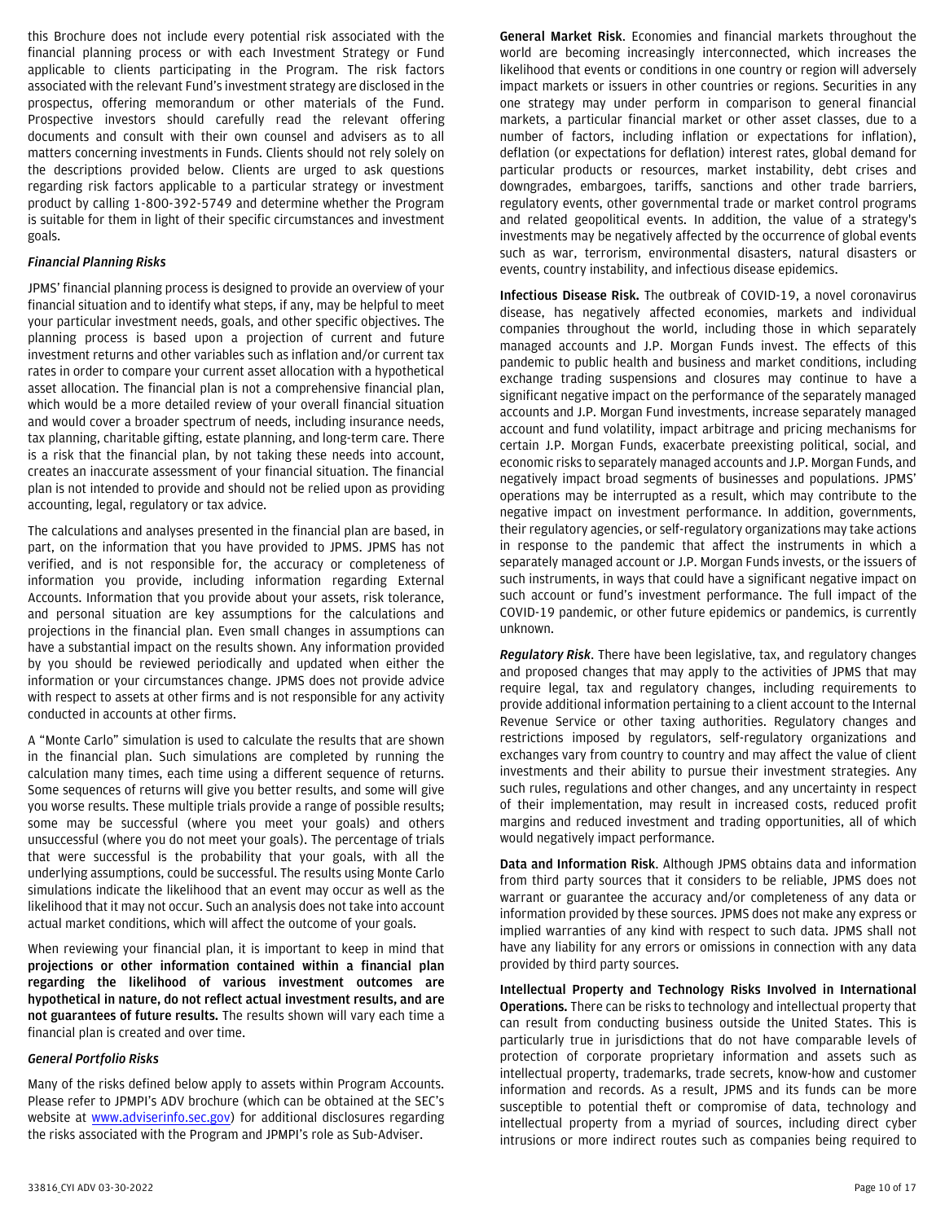this Brochure does not include every potential risk associated with the financial planning process or with each Investment Strategy or Fund applicable to clients participating in the Program. The risk factors associated with the relevant Fund's investment strategy are disclosed in the prospectus, offering memorandum or other materials of the Fund. Prospective investors should carefully read the relevant offering documents and consult with their own counsel and advisers as to all matters concerning investments in Funds. Clients should not rely solely on the descriptions provided below. Clients are urged to ask questions regarding risk factors applicable to a particular strategy or investment product by calling 1-800-392-5749 and determine whether the Program is suitable for them in light of their specific circumstances and investment goals.

### *Financial Planning Risks*

JPMS' financial planning process is designed to provide an overview of your financial situation and to identify what steps, if any, may be helpful to meet your particular investment needs, goals, and other specific objectives. The planning process is based upon a projection of current and future investment returns and other variables such as inflation and/or current tax rates in order to compare your current asset allocation with a hypothetical asset allocation. The financial plan is not a comprehensive financial plan, which would be a more detailed review of your overall financial situation and would cover a broader spectrum of needs, including insurance needs, tax planning, charitable gifting, estate planning, and long-term care. There is a risk that the financial plan, by not taking these needs into account, creates an inaccurate assessment of your financial situation. The financial plan is not intended to provide and should not be relied upon as providing accounting, legal, regulatory or tax advice.

The calculations and analyses presented in the financial plan are based, in part, on the information that you have provided to JPMS. JPMS has not verified, and is not responsible for, the accuracy or completeness of information you provide, including information regarding External Accounts. Information that you provide about your assets, risk tolerance, and personal situation are key assumptions for the calculations and projections in the financial plan. Even small changes in assumptions can have a substantial impact on the results shown. Any information provided by you should be reviewed periodically and updated when either the information or your circumstances change. JPMS does not provide advice with respect to assets at other firms and is not responsible for any activity conducted in accounts at other firms.

A "Monte Carlo" simulation is used to calculate the results that are shown in the financial plan. Such simulations are completed by running the calculation many times, each time using a different sequence of returns. Some sequences of returns will give you better results, and some will give you worse results. These multiple trials provide a range of possible results; some may be successful (where you meet your goals) and others unsuccessful (where you do not meet your goals). The percentage of trials that were successful is the probability that your goals, with all the underlying assumptions, could be successful. The results using Monte Carlo simulations indicate the likelihood that an event may occur as well as the likelihood that it may not occur. Such an analysis does not take into account actual market conditions, which will affect the outcome of your goals.

When reviewing your financial plan, it is important to keep in mind that **projections or other information contained within a financial plan regarding the likelihood of various investment outcomes are hypothetical in nature, do not reflect actual investment results, and are not guarantees of future results.** The results shown will vary each time a financial plan is created and over time.

### *General Portfolio Risks*

Many of the risks defined below apply to assets within Program Accounts. Please refer to JPMPI's ADV brochure (which can be obtained at the SEC's website at www.adviserinfo.sec.gov) for additional disclosures regarding the risks associated with the Program and JPMPI's role as Sub-Adviser.

**General Market Risk**. Economies and financial markets throughout the world are becoming increasingly interconnected, which increases the likelihood that events or conditions in one country or region will adversely impact markets or issuers in other countries or regions. Securities in any one strategy may under perform in comparison to general financial markets, a particular financial market or other asset classes, due to a number of factors, including inflation or expectations for inflation), deflation (or expectations for deflation) interest rates, global demand for particular products or resources, market instability, debt crises and downgrades, embargoes, tariffs, sanctions and other trade barriers, regulatory events, other governmental trade or market control programs and related geopolitical events. In addition, the value of a strategy's investments may be negatively affected by the occurrence of global events such as war, terrorism, environmental disasters, natural disasters or events, country instability, and infectious disease epidemics.

**Infectious Disease Risk.** The outbreak of COVID-19, a novel coronavirus disease, has negatively affected economies, markets and individual companies throughout the world, including those in which separately managed accounts and J.P. Morgan Funds invest. The effects of this pandemic to public health and business and market conditions, including exchange trading suspensions and closures may continue to have a significant negative impact on the performance of the separately managed accounts and J.P. Morgan Fund investments, increase separately managed account and fund volatility, impact arbitrage and pricing mechanisms for certain J.P. Morgan Funds, exacerbate preexisting political, social, and economic risks to separately managed accounts and J.P. Morgan Funds, and negatively impact broad segments of businesses and populations. JPMS' operations may be interrupted as a result, which may contribute to the negative impact on investment performance. In addition, governments, their regulatory agencies, or self-regulatory organizations may take actions in response to the pandemic that affect the instruments in which a separately managed account or J.P. Morgan Funds invests, or the issuers of such instruments, in ways that could have a significant negative impact on such account or fund's investment performance. The full impact of the COVID-19 pandemic, or other future epidemics or pandemics, is currently unknown.

***Regulatory Risk***. There have been legislative, tax, and regulatory changes and proposed changes that may apply to the activities of JPMS that may require legal, tax and regulatory changes, including requirements to provide additional information pertaining to a client account to the Internal Revenue Service or other taxing authorities. Regulatory changes and restrictions imposed by regulators, self-regulatory organizations and exchanges vary from country to country and may affect the value of client investments and their ability to pursue their investment strategies. Any such rules, regulations and other changes, and any uncertainty in respect of their implementation, may result in increased costs, reduced profit margins and reduced investment and trading opportunities, all of which would negatively impact performance.

**Data and Information Risk**. Although JPMS obtains data and information from third party sources that it considers to be reliable, JPMS does not warrant or guarantee the accuracy and/or completeness of any data or information provided by these sources. JPMS does not make any express or implied warranties of any kind with respect to such data. JPMS shall not have any liability for any errors or omissions in connection with any data provided by third party sources.

**Intellectual Property and Technology Risks Involved in International Operations.** There can be risks to technology and intellectual property that can result from conducting business outside the United States. This is particularly true in jurisdictions that do not have comparable levels of protection of corporate proprietary information and assets such as intellectual property, trademarks, trade secrets, know-how and customer information and records. As a result, JPMS and its funds can be more susceptible to potential theft or compromise of data, technology and intellectual property from a myriad of sources, including direct cyber intrusions or more indirect routes such as companies being required to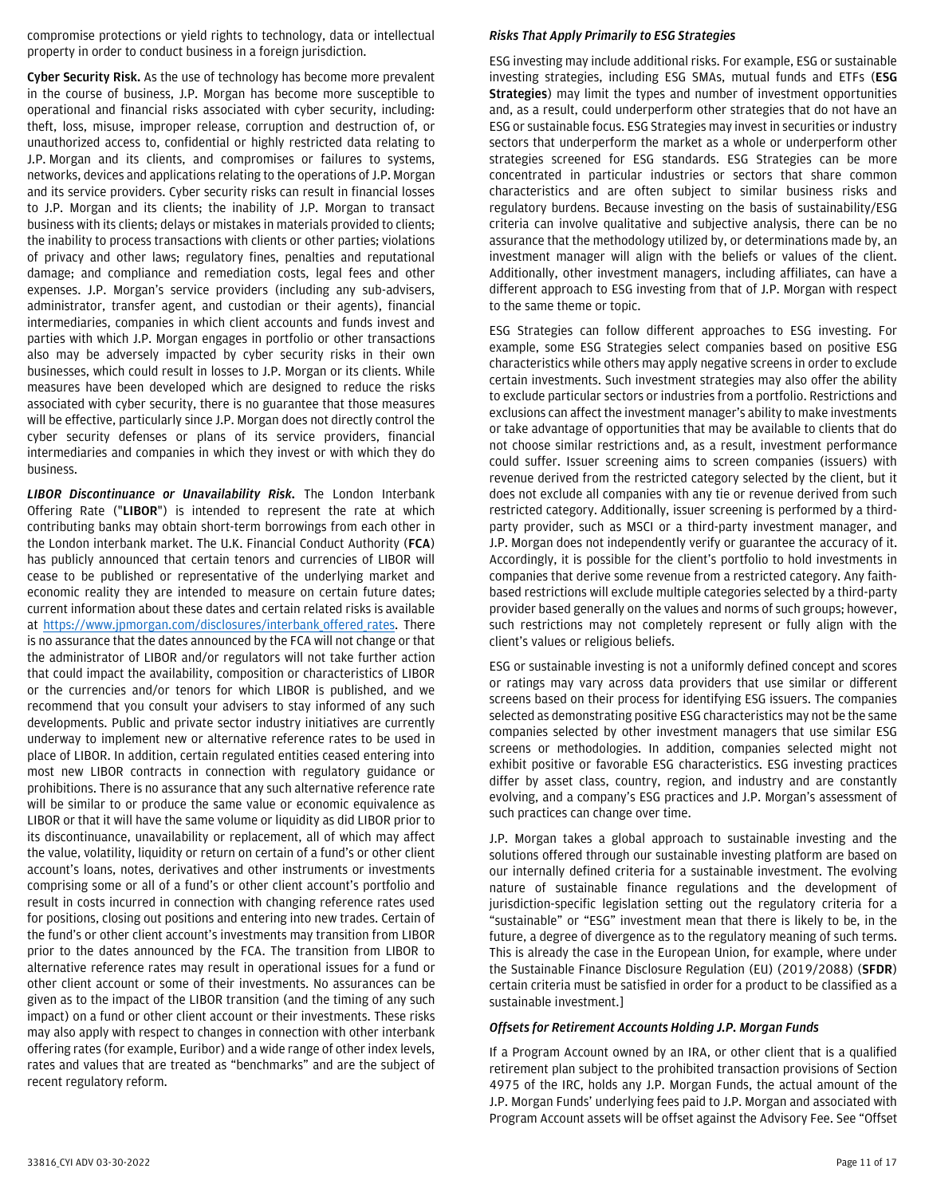compromise protections or yield rights to technology, data or intellectual property in order to conduct business in a foreign jurisdiction.

**Cyber Security Risk.** As the use of technology has become more prevalent in the course of business, J.P. Morgan has become more susceptible to operational and financial risks associated with cyber security, including: theft, loss, misuse, improper release, corruption and destruction of, or unauthorized access to, confidential or highly restricted data relating to J.P. Morgan and its clients, and compromises or failures to systems, networks, devices and applications relating to the operations of J.P. Morgan and its service providers. Cyber security risks can result in financial losses to J.P. Morgan and its clients; the inability of J.P. Morgan to transact business with its clients; delays or mistakes in materials provided to clients; the inability to process transactions with clients or other parties; violations of privacy and other laws; regulatory fines, penalties and reputational damage; and compliance and remediation costs, legal fees and other expenses. J.P. Morgan's service providers (including any sub-advisers, administrator, transfer agent, and custodian or their agents), financial intermediaries, companies in which client accounts and funds invest and parties with which J.P. Morgan engages in portfolio or other transactions also may be adversely impacted by cyber security risks in their own businesses, which could result in losses to J.P. Morgan or its clients. While measures have been developed which are designed to reduce the risks associated with cyber security, there is no guarantee that those measures will be effective, particularly since J.P. Morgan does not directly control the cyber security defenses or plans of its service providers, financial intermediaries and companies in which they invest or with which they do business.

***LIBOR Discontinuance or Unavailability Risk.*** The London Interbank Offering Rate ("**LIBOR**") is intended to represent the rate at which contributing banks may obtain short-term borrowings from each other in the London interbank market. The U.K. Financial Conduct Authority (**FCA**) has publicly announced that certain tenors and currencies of LIBOR will cease to be published or representative of the underlying market and economic reality they are intended to measure on certain future dates; current information about these dates and certain related risks is available at https://www.jpmorgan.com/disclosures/interbank_offered_rates. There is no assurance that the dates announced by the FCA will not change or that the administrator of LIBOR and/or regulators will not take further action that could impact the availability, composition or characteristics of LIBOR or the currencies and/or tenors for which LIBOR is published, and we recommend that you consult your advisers to stay informed of any such developments. Public and private sector industry initiatives are currently underway to implement new or alternative reference rates to be used in place of LIBOR. In addition, certain regulated entities ceased entering into most new LIBOR contracts in connection with regulatory guidance or prohibitions. There is no assurance that any such alternative reference rate will be similar to or produce the same value or economic equivalence as LIBOR or that it will have the same volume or liquidity as did LIBOR prior to its discontinuance, unavailability or replacement, all of which may affect the value, volatility, liquidity or return on certain of a fund's or other client account's loans, notes, derivatives and other instruments or investments comprising some or all of a fund's or other client account's portfolio and result in costs incurred in connection with changing reference rates used for positions, closing out positions and entering into new trades. Certain of the fund's or other client account's investments may transition from LIBOR prior to the dates announced by the FCA. The transition from LIBOR to alternative reference rates may result in operational issues for a fund or other client account or some of their investments. No assurances can be given as to the impact of the LIBOR transition (and the timing of any such impact) on a fund or other client account or their investments. These risks may also apply with respect to changes in connection with other interbank offering rates (for example, Euribor) and a wide range of other index levels, rates and values that are treated as "benchmarks" and are the subject of recent regulatory reform.

### *Risks That Apply Primarily to ESG Strategies*

ESG investing may include additional risks. For example, ESG or sustainable investing strategies, including ESG SMAs, mutual funds and ETFs (**ESG Strategies**) may limit the types and number of investment opportunities and, as a result, could underperform other strategies that do not have an ESG or sustainable focus. ESG Strategies may invest in securities or industry sectors that underperform the market as a whole or underperform other strategies screened for ESG standards. ESG Strategies can be more concentrated in particular industries or sectors that share common characteristics and are often subject to similar business risks and regulatory burdens. Because investing on the basis of sustainability/ESG criteria can involve qualitative and subjective analysis, there can be no assurance that the methodology utilized by, or determinations made by, an investment manager will align with the beliefs or values of the client. Additionally, other investment managers, including affiliates, can have a different approach to ESG investing from that of J.P. Morgan with respect to the same theme or topic.

ESG Strategies can follow different approaches to ESG investing. For example, some ESG Strategies select companies based on positive ESG characteristics while others may apply negative screens in order to exclude certain investments. Such investment strategies may also offer the ability to exclude particular sectors or industries from a portfolio. Restrictions and exclusions can affect the investment manager's ability to make investments or take advantage of opportunities that may be available to clients that do not choose similar restrictions and, as a result, investment performance could suffer. Issuer screening aims to screen companies (issuers) with revenue derived from the restricted category selected by the client, but it does not exclude all companies with any tie or revenue derived from such restricted category. Additionally, issuer screening is performed by a third-party provider, such as MSCI or a third-party investment manager, and J.P. Morgan does not independently verify or guarantee the accuracy of it. Accordingly, it is possible for the client's portfolio to hold investments in companies that derive some revenue from a restricted category. Any faith-based restrictions will exclude multiple categories selected by a third-party provider based generally on the values and norms of such groups; however, such restrictions may not completely represent or fully align with the client's values or religious beliefs.

ESG or sustainable investing is not a uniformly defined concept and scores or ratings may vary across data providers that use similar or different screens based on their process for identifying ESG issuers. The companies selected as demonstrating positive ESG characteristics may not be the same companies selected by other investment managers that use similar ESG screens or methodologies. In addition, companies selected might not exhibit positive or favorable ESG characteristics. ESG investing practices differ by asset class, country, region, and industry and are constantly evolving, and a company's ESG practices and J.P. Morgan's assessment of such practices can change over time.

J.P. Morgan takes a global approach to sustainable investing and the solutions offered through our sustainable investing platform are based on our internally defined criteria for a sustainable investment. The evolving nature of sustainable finance regulations and the development of jurisdiction-specific legislation setting out the regulatory criteria for a "sustainable" or "ESG" investment mean that there is likely to be, in the future, a degree of divergence as to the regulatory meaning of such terms. This is already the case in the European Union, for example, where under the Sustainable Finance Disclosure Regulation (EU) (2019/2088) (**SFDR**) certain criteria must be satisfied in order for a product to be classified as a sustainable investment.]

### *Offsets for Retirement Accounts Holding J.P. Morgan Funds*

If a Program Account owned by an IRA, or other client that is a qualified retirement plan subject to the prohibited transaction provisions of Section 4975 of the IRC, holds any J.P. Morgan Funds, the actual amount of the J.P. Morgan Funds' underlying fees paid to J.P. Morgan and associated with Program Account assets will be offset against the Advisory Fee. See "Offset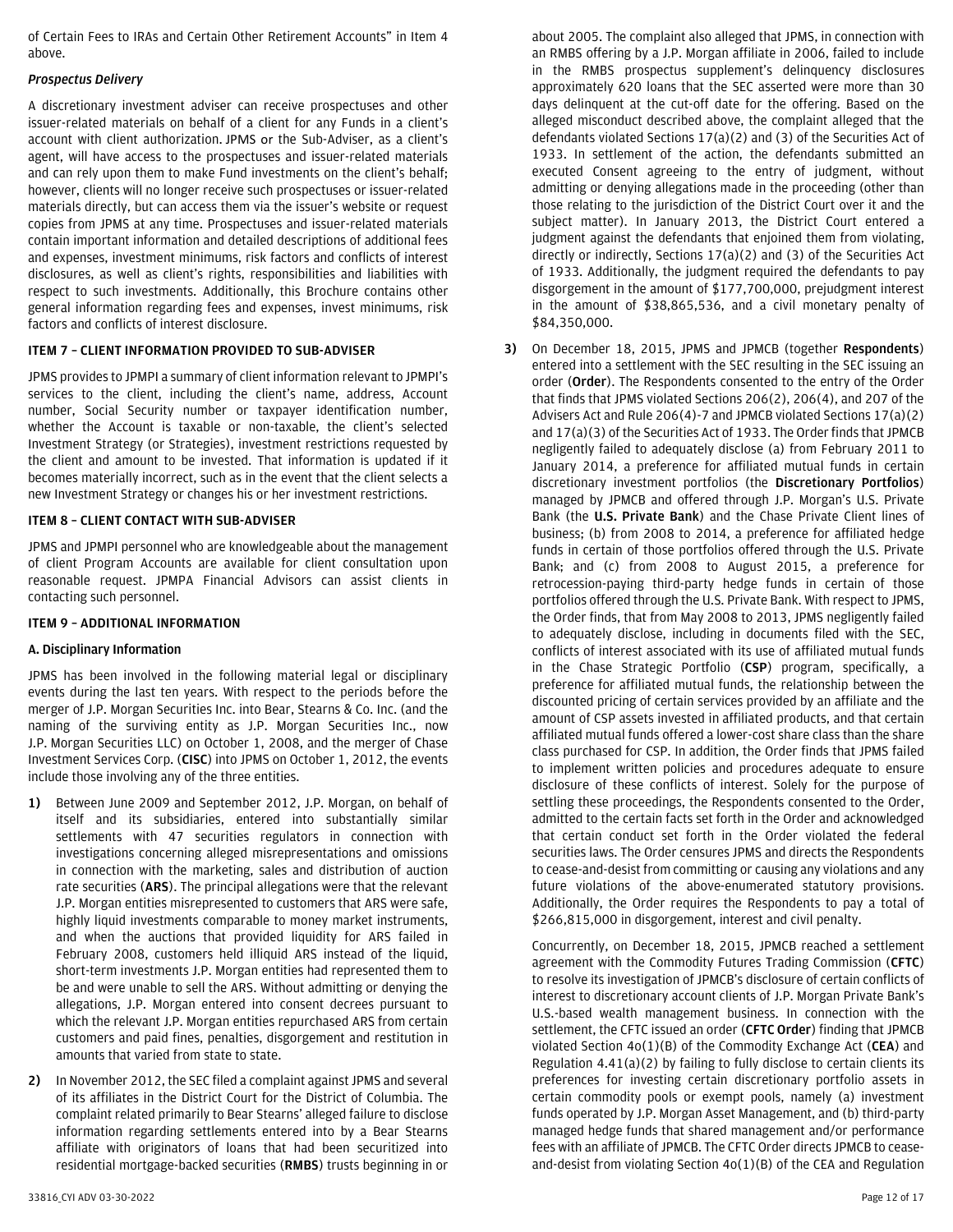of Certain Fees to IRAs and Certain Other Retirement Accounts" in Item 4 above.

### *Prospectus Delivery*

A discretionary investment adviser can receive prospectuses and other issuer-related materials on behalf of a client for any Funds in a client's account with client authorization. JPMS or the Sub-Adviser, as a client's agent, will have access to the prospectuses and issuer-related materials and can rely upon them to make Fund investments on the client's behalf; however, clients will no longer receive such prospectuses or issuer-related materials directly, but can access them via the issuer's website or request copies from JPMS at any time. Prospectuses and issuer-related materials contain important information and detailed descriptions of additional fees and expenses, investment minimums, risk factors and conflicts of interest disclosures, as well as client's rights, responsibilities and liabilities with respect to such investments. Additionally, this Brochure contains other general information regarding fees and expenses, invest minimums, risk factors and conflicts of interest disclosure.

## ITEM 7 – CLIENT INFORMATION PROVIDED TO SUB-ADVISER

JPMS provides to JPMPI a summary of client information relevant to JPMPI's services to the client, including the client's name, address, Account number, Social Security number or taxpayer identification number, whether the Account is taxable or non-taxable, the client's selected Investment Strategy (or Strategies), investment restrictions requested by the client and amount to be invested. That information is updated if it becomes materially incorrect, such as in the event that the client selects a new Investment Strategy or changes his or her investment restrictions.

## ITEM 8 – CLIENT CONTACT WITH SUB-ADVISER

JPMS and JPMPI personnel who are knowledgeable about the management of client Program Accounts are available for client consultation upon reasonable request. JPMPA Financial Advisors can assist clients in contacting such personnel.

## ITEM 9 – ADDITIONAL INFORMATION

### A. Disciplinary Information

JPMS has been involved in the following material legal or disciplinary events during the last ten years. With respect to the periods before the merger of J.P. Morgan Securities Inc. into Bear, Stearns & Co. Inc. (and the naming of the surviving entity as J.P. Morgan Securities Inc., now J.P. Morgan Securities LLC) on October 1, 2008, and the merger of Chase Investment Services Corp. (**CISC**) into JPMS on October 1, 2012, the events include those involving any of the three entities.

1) Between June 2009 and September 2012, J.P. Morgan, on behalf of itself and its subsidiaries, entered into substantially similar settlements with 47 securities regulators in connection with investigations concerning alleged misrepresentations and omissions in connection with the marketing, sales and distribution of auction rate securities (**ARS**). The principal allegations were that the relevant J.P. Morgan entities misrepresented to customers that ARS were safe, highly liquid investments comparable to money market instruments, and when the auctions that provided liquidity for ARS failed in February 2008, customers held illiquid ARS instead of the liquid, short-term investments J.P. Morgan entities had represented them to be and were unable to sell the ARS. Without admitting or denying the allegations, J.P. Morgan entered into consent decrees pursuant to which the relevant J.P. Morgan entities repurchased ARS from certain customers and paid fines, penalties, disgorgement and restitution in amounts that varied from state to state.

2) In November 2012, the SEC filed a complaint against JPMS and several of its affiliates in the District Court for the District of Columbia. The complaint related primarily to Bear Stearns' alleged failure to disclose information regarding settlements entered into by a Bear Stearns affiliate with originators of loans that had been securitized into residential mortgage-backed securities (**RMBS**) trusts beginning in or about 2005. The complaint also alleged that JPMS, in connection with an RMBS offering by a J.P. Morgan affiliate in 2006, failed to include in the RMBS prospectus supplement's delinquency disclosures approximately 620 loans that the SEC asserted were more than 30 days delinquent at the cut-off date for the offering. Based on the alleged misconduct described above, the complaint alleged that the defendants violated Sections 17(a)(2) and (3) of the Securities Act of 1933. In settlement of the action, the defendants submitted an executed Consent agreeing to the entry of judgment, without admitting or denying allegations made in the proceeding (other than those relating to the jurisdiction of the District Court over it and the subject matter). In January 2013, the District Court entered a judgment against the defendants that enjoined them from violating, directly or indirectly, Sections 17(a)(2) and (3) of the Securities Act of 1933. Additionally, the judgment required the defendants to pay disgorgement in the amount of $177,700,000, prejudgment interest in the amount of $38,865,536, and a civil monetary penalty of $84,350,000.

3) On December 18, 2015, JPMS and JPMCB (together **Respondents**) entered into a settlement with the SEC resulting in the SEC issuing an order (**Order**). The Respondents consented to the entry of the Order that finds that JPMS violated Sections 206(2), 206(4), and 207 of the Advisers Act and Rule 206(4)-7 and JPMCB violated Sections 17(a)(2) and 17(a)(3) of the Securities Act of 1933. The Order finds that JPMCB negligently failed to adequately disclose (a) from February 2011 to January 2014, a preference for affiliated mutual funds in certain discretionary investment portfolios (the **Discretionary Portfolios**) managed by JPMCB and offered through J.P. Morgan's U.S. Private Bank (the **U.S. Private Bank**) and the Chase Private Client lines of business; (b) from 2008 to 2014, a preference for affiliated hedge funds in certain of those portfolios offered through the U.S. Private Bank; and (c) from 2008 to August 2015, a preference for retrocession-paying third-party hedge funds in certain of those portfolios offered through the U.S. Private Bank. With respect to JPMS, the Order finds, that from May 2008 to 2013, JPMS negligently failed to adequately disclose, including in documents filed with the SEC, conflicts of interest associated with its use of affiliated mutual funds in the Chase Strategic Portfolio (**CSP**) program, specifically, a preference for affiliated mutual funds, the relationship between the discounted pricing of certain services provided by an affiliate and the amount of CSP assets invested in affiliated products, and that certain affiliated mutual funds offered a lower-cost share class than the share class purchased for CSP. In addition, the Order finds that JPMS failed to implement written policies and procedures adequate to ensure disclosure of these conflicts of interest. Solely for the purpose of settling these proceedings, the Respondents consented to the Order, admitted to the certain facts set forth in the Order and acknowledged that certain conduct set forth in the Order violated the federal securities laws. The Order censures JPMS and directs the Respondents to cease-and-desist from committing or causing any violations and any future violations of the above-enumerated statutory provisions. Additionally, the Order requires the Respondents to pay a total of $266,815,000 in disgorgement, interest and civil penalty.

   Concurrently, on December 18, 2015, JPMCB reached a settlement agreement with the Commodity Futures Trading Commission (**CFTC**) to resolve its investigation of JPMCB's disclosure of certain conflicts of interest to discretionary account clients of J.P. Morgan Private Bank's U.S.-based wealth management business. In connection with the settlement, the CFTC issued an order (**CFTC Order**) finding that JPMCB violated Section 4o(1)(B) of the Commodity Exchange Act (**CEA**) and Regulation 4.41(a)(2) by failing to fully disclose to certain clients its preferences for investing certain discretionary portfolio assets in certain commodity pools or exempt pools, namely (a) investment funds operated by J.P. Morgan Asset Management, and (b) third-party managed hedge funds that shared management and/or performance fees with an affiliate of JPMCB. The CFTC Order directs JPMCB to cease-and-desist from violating Section 4o(1)(B) of the CEA and Regulation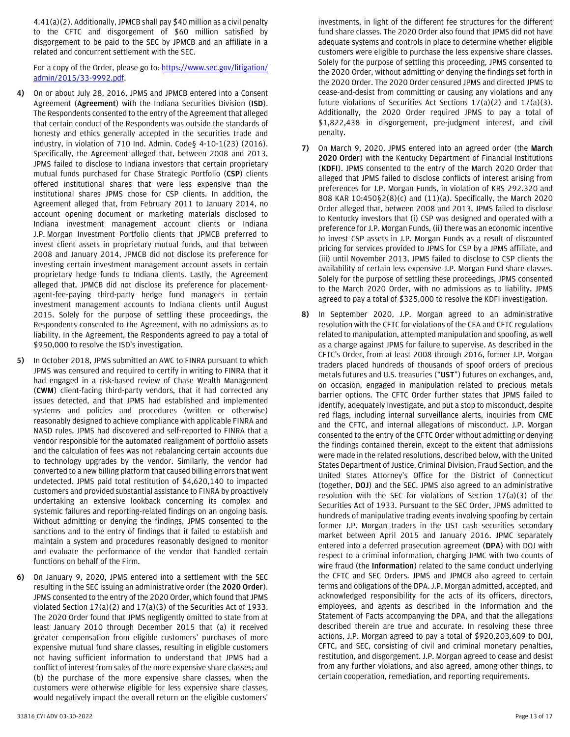4.41(a)(2). Additionally, JPMCB shall pay $40 million as a civil penalty to the CFTC and disgorgement of $60 million satisfied by disgorgement to be paid to the SEC by JPMCB and an affiliate in a related and concurrent settlement with the SEC.

For a copy of the Order, please go to: https://www.sec.gov/litigation/admin/2015/33-9992.pdf.

4) On or about July 28, 2016, JPMS and JPMCB entered into a Consent Agreement (**Agreement**) with the Indiana Securities Division (**ISD**). The Respondents consented to the entry of the Agreement that alleged that certain conduct of the Respondents was outside the standards of honesty and ethics generally accepted in the securities trade and industry, in violation of 710 Ind. Admin. Code§ 4-10-1(23) (2016). Specifically, the Agreement alleged that, between 2008 and 2013, JPMS failed to disclose to Indiana investors that certain proprietary mutual funds purchased for Chase Strategic Portfolio (**CSP**) clients offered institutional shares that were less expensive than the institutional shares JPMS chose for CSP clients. In addition, the Agreement alleged that, from February 2011 to January 2014, no account opening document or marketing materials disclosed to Indiana investment management account clients or Indiana J.P. Morgan Investment Portfolio clients that JPMCB preferred to invest client assets in proprietary mutual funds, and that between 2008 and January 2014, JPMCB did not disclose its preference for investing certain investment management account assets in certain proprietary hedge funds to Indiana clients. Lastly, the Agreement alleged that, JPMCB did not disclose its preference for placement-agent-fee-paying third-party hedge fund managers in certain investment management accounts to Indiana clients until August 2015. Solely for the purpose of settling these proceedings, the Respondents consented to the Agreement, with no admissions as to liability. In the Agreement, the Respondents agreed to pay a total of $950,000 to resolve the ISD's investigation.

5) In October 2018, JPMS submitted an AWC to FINRA pursuant to which JPMS was censured and required to certify in writing to FINRA that it had engaged in a risk-based review of Chase Wealth Management (**CWM**) client-facing third-party vendors, that it had corrected any issues detected, and that JPMS had established and implemented systems and policies and procedures (written or otherwise) reasonably designed to achieve compliance with applicable FINRA and NASD rules. JPMS had discovered and self-reported to FINRA that a vendor responsible for the automated realignment of portfolio assets and the calculation of fees was not rebalancing certain accounts due to technology upgrades by the vendor. Similarly, the vendor had converted to a new billing platform that caused billing errors that went undetected. JPMS paid total restitution of $4,620,140 to impacted customers and provided substantial assistance to FINRA by proactively undertaking an extensive lookback concerning its complex and systemic failures and reporting-related findings on an ongoing basis. Without admitting or denying the findings, JPMS consented to the sanctions and to the entry of findings that it failed to establish and maintain a system and procedures reasonably designed to monitor and evaluate the performance of the vendor that handled certain functions on behalf of the Firm.

6) On January 9, 2020, JPMS entered into a settlement with the SEC resulting in the SEC issuing an administrative order (the **2020 Order**). JPMS consented to the entry of the 2020 Order, which found that JPMS violated Section 17(a)(2) and 17(a)(3) of the Securities Act of 1933. The 2020 Order found that JPMS negligently omitted to state from at least January 2010 through December 2015 that (a) it received greater compensation from eligible customers' purchases of more expensive mutual fund share classes, resulting in eligible customers not having sufficient information to understand that JPMS had a conflict of interest from sales of the more expensive share classes; and (b) the purchase of the more expensive share classes, when the customers were otherwise eligible for less expensive share classes, would negatively impact the overall return on the eligible customers' investments, in light of the different fee structures for the different fund share classes. The 2020 Order also found that JPMS did not have adequate systems and controls in place to determine whether eligible customers were eligible to purchase the less expensive share classes. Solely for the purpose of settling this proceeding, JPMS consented to the 2020 Order, without admitting or denying the findings set forth in the 2020 Order. The 2020 Order censured JPMS and directed JPMS to cease-and-desist from committing or causing any violations and any future violations of Securities Act Sections 17(a)(2) and 17(a)(3). Additionally, the 2020 Order required JPMS to pay a total of $1,822,438 in disgorgement, pre-judgment interest, and civil penalty.

7) On March 9, 2020, JPMS entered into an agreed order (the **March 2020 Order**) with the Kentucky Department of Financial Institutions (**KDFI**). JPMS consented to the entry of the March 2020 Order that alleged that JPMS failed to disclose conflicts of interest arising from preferences for J.P. Morgan Funds, in violation of KRS 292.320 and 808 KAR 10:450§2(8)(c) and (11)(a). Specifically, the March 2020 Order alleged that, between 2008 and 2013, JPMS failed to disclose to Kentucky investors that (i) CSP was designed and operated with a preference for J.P. Morgan Funds, (ii) there was an economic incentive to invest CSP assets in J.P. Morgan Funds as a result of discounted pricing for services provided to JPMS for CSP by a JPMS affiliate, and (iii) until November 2013, JPMS failed to disclose to CSP clients the availability of certain less expensive J.P. Morgan Fund share classes. Solely for the purpose of settling these proceedings, JPMS consented to the March 2020 Order, with no admissions as to liability. JPMS agreed to pay a total of $325,000 to resolve the KDFI investigation.

8) In September 2020, J.P. Morgan agreed to an administrative resolution with the CFTC for violations of the CEA and CFTC regulations related to manipulation, attempted manipulation and spoofing, as well as a charge against JPMS for failure to supervise. As described in the CFTC's Order, from at least 2008 through 2016, former J.P. Morgan traders placed hundreds of thousands of spoof orders of precious metals futures and U.S. treasuries ("**UST**") futures on exchanges, and, on occasion, engaged in manipulation related to precious metals barrier options. The CFTC Order further states that JPMS failed to identify, adequately investigate, and put a stop to misconduct, despite red flags, including internal surveillance alerts, inquiries from CME and the CFTC, and internal allegations of misconduct. J.P. Morgan consented to the entry of the CFTC Order without admitting or denying the findings contained therein, except to the extent that admissions were made in the related resolutions, described below, with the United States Department of Justice, Criminal Division, Fraud Section, and the United States Attorney's Office for the District of Connecticut (together, **DOJ**) and the SEC. JPMS also agreed to an administrative resolution with the SEC for violations of Section 17(a)(3) of the Securities Act of 1933. Pursuant to the SEC Order, JPMS admitted to hundreds of manipulative trading events involving spoofing by certain former J.P. Morgan traders in the UST cash securities secondary market between April 2015 and January 2016. JPMC separately entered into a deferred prosecution agreement (**DPA**) with DOJ with respect to a criminal information, charging JPMC with two counts of wire fraud (the **Information**) related to the same conduct underlying the CFTC and SEC Orders. JPMS and JPMCB also agreed to certain terms and obligations of the DPA. J.P. Morgan admitted, accepted, and acknowledged responsibility for the acts of its officers, directors, employees, and agents as described in the Information and the Statement of Facts accompanying the DPA, and that the allegations described therein are true and accurate. In resolving these three actions, J.P. Morgan agreed to pay a total of $920,203,609 to DOJ, CFTC, and SEC, consisting of civil and criminal monetary penalties, restitution, and disgorgement. J.P. Morgan agreed to cease and desist from any further violations, and also agreed, among other things, to certain cooperation, remediation, and reporting requirements.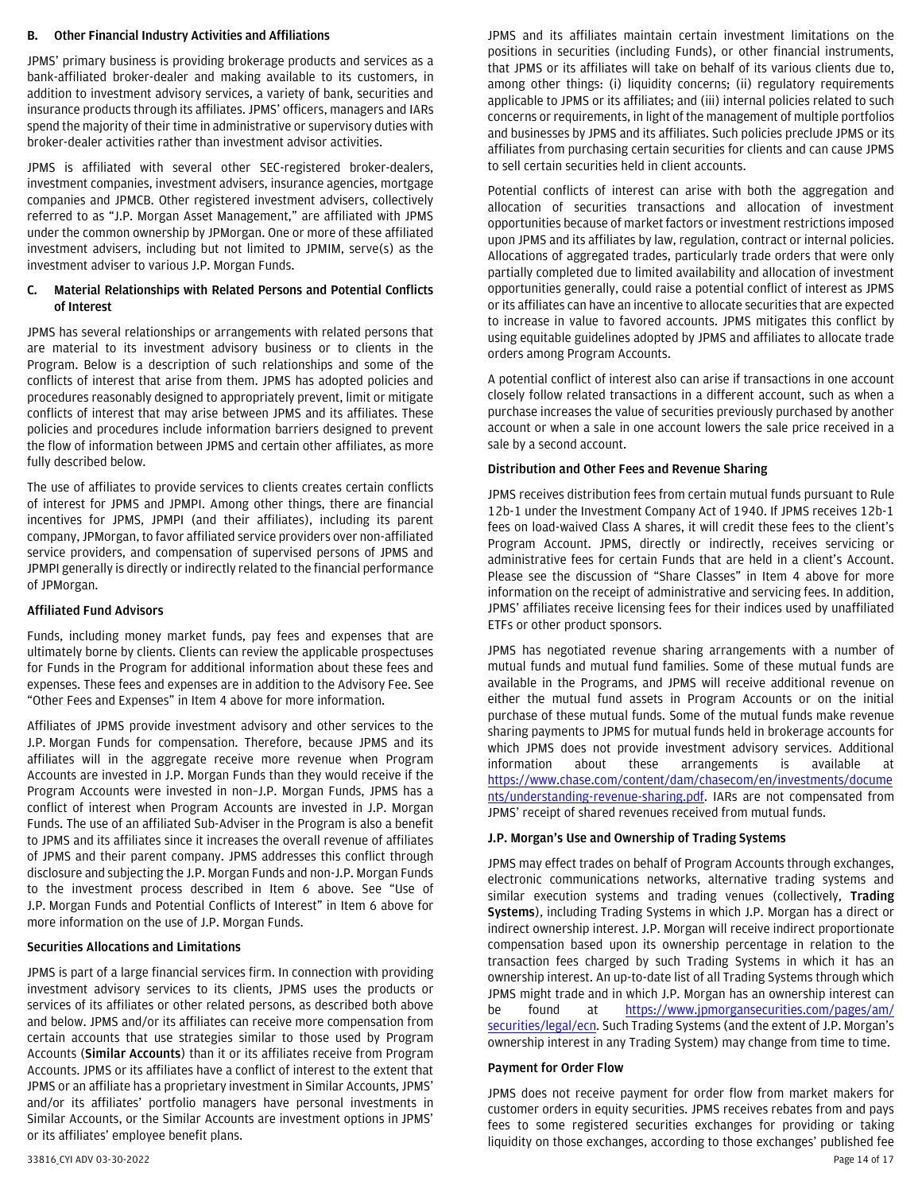### B. Other Financial Industry Activities and Affiliations

JPMS' primary business is providing brokerage products and services as a bank-affiliated broker-dealer and making available to its customers, in addition to investment advisory services, a variety of bank, securities and insurance products through its affiliates. JPMS' officers, managers and IARs spend the majority of their time in administrative or supervisory duties with broker-dealer activities rather than investment advisor activities.

JPMS is affiliated with several other SEC-registered broker-dealers, investment companies, investment advisers, insurance agencies, mortgage companies and JPMCB. Other registered investment advisers, collectively referred to as "J.P. Morgan Asset Management," are affiliated with JPMS under the common ownership by JPMorgan. One or more of these affiliated investment advisers, including but not limited to JPMIM, serve(s) as the investment adviser to various J.P. Morgan Funds.

### C. Material Relationships with Related Persons and Potential Conflicts of Interest

JPMS has several relationships or arrangements with related persons that are material to its investment advisory business or to clients in the Program. Below is a description of such relationships and some of the conflicts of interest that arise from them. JPMS has adopted policies and procedures reasonably designed to appropriately prevent, limit or mitigate conflicts of interest that may arise between JPMS and its affiliates. These policies and procedures include information barriers designed to prevent the flow of information between JPMS and certain other affiliates, as more fully described below.

The use of affiliates to provide services to clients creates certain conflicts of interest for JPMS and JPMPI. Among other things, there are financial incentives for JPMS, JPMPI (and their affiliates), including its parent company, JPMorgan, to favor affiliated service providers over non-affiliated service providers, and compensation of supervised persons of JPMS and JPMPI generally is directly or indirectly related to the financial performance of JPMorgan.

**Affiliated Fund Advisors**

Funds, including money market funds, pay fees and expenses that are ultimately borne by clients. Clients can review the applicable prospectuses for Funds in the Program for additional information about these fees and expenses. These fees and expenses are in addition to the Advisory Fee. See "Other Fees and Expenses" in Item 4 above for more information.

Affiliates of JPMS provide investment advisory and other services to the J.P. Morgan Funds for compensation. Therefore, because JPMS and its affiliates will in the aggregate receive more revenue when Program Accounts are invested in J.P. Morgan Funds than they would receive if the Program Accounts were invested in non–J.P. Morgan Funds, JPMS has a conflict of interest when Program Accounts are invested in J.P. Morgan Funds. The use of an affiliated Sub-Adviser in the Program is also a benefit to JPMS and its affiliates since it increases the overall revenue of affiliates of JPMS and their parent company. JPMS addresses this conflict through disclosure and subjecting the J.P. Morgan Funds and non-J.P. Morgan Funds to the investment process described in Item 6 above. See "Use of J.P. Morgan Funds and Potential Conflicts of Interest" in Item 6 above for more information on the use of J.P. Morgan Funds.

**Securities Allocations and Limitations**

JPMS is part of a large financial services firm. In connection with providing investment advisory services to its clients, JPMS uses the products or services of its affiliates or other related persons, as described both above and below. JPMS and/or its affiliates can receive more compensation from certain accounts that use strategies similar to those used by Program Accounts (**Similar Accounts**) than it or its affiliates receive from Program Accounts. JPMS or its affiliates have a conflict of interest to the extent that JPMS or an affiliate has a proprietary investment in Similar Accounts, JPMS' and/or its affiliates' portfolio managers have personal investments in Similar Accounts, or the Similar Accounts are investment options in JPMS' or its affiliates' employee benefit plans.

JPMS and its affiliates maintain certain investment limitations on the positions in securities (including Funds), or other financial instruments, that JPMS or its affiliates will take on behalf of its various clients due to, among other things: (i) liquidity concerns; (ii) regulatory requirements applicable to JPMS or its affiliates; and (iii) internal policies related to such concerns or requirements, in light of the management of multiple portfolios and businesses by JPMS and its affiliates. Such policies preclude JPMS or its affiliates from purchasing certain securities for clients and can cause JPMS to sell certain securities held in client accounts.

Potential conflicts of interest can arise with both the aggregation and allocation of securities transactions and allocation of investment opportunities because of market factors or investment restrictions imposed upon JPMS and its affiliates by law, regulation, contract or internal policies. Allocations of aggregated trades, particularly trade orders that were only partially completed due to limited availability and allocation of investment opportunities generally, could raise a potential conflict of interest as JPMS or its affiliates can have an incentive to allocate securities that are expected to increase in value to favored accounts. JPMS mitigates this conflict by using equitable guidelines adopted by JPMS and affiliates to allocate trade orders among Program Accounts.

A potential conflict of interest also can arise if transactions in one account closely follow related transactions in a different account, such as when a purchase increases the value of securities previously purchased by another account or when a sale in one account lowers the sale price received in a sale by a second account.

**Distribution and Other Fees and Revenue Sharing**

JPMS receives distribution fees from certain mutual funds pursuant to Rule 12b-1 under the Investment Company Act of 1940. If JPMS receives 12b-1 fees on load-waived Class A shares, it will credit these fees to the client's Program Account. JPMS, directly or indirectly, receives servicing or administrative fees for certain Funds that are held in a client's Account. Please see the discussion of "Share Classes" in Item 4 above for more information on the receipt of administrative and servicing fees. In addition, JPMS' affiliates receive licensing fees for their indices used by unaffiliated ETFs or other product sponsors.

JPMS has negotiated revenue sharing arrangements with a number of mutual funds and mutual fund families. Some of these mutual funds are available in the Programs, and JPMS will receive additional revenue on either the mutual fund assets in Program Accounts or on the initial purchase of these mutual funds. Some of the mutual funds make revenue sharing payments to JPMS for mutual funds held in brokerage accounts for which JPMS does not provide investment advisory services. Additional information about these arrangements is available at https://www.chase.com/content/dam/chasecom/en/investments/documents/understanding-revenue-sharing.pdf. IARs are not compensated from JPMS' receipt of shared revenues received from mutual funds.

**J.P. Morgan's Use and Ownership of Trading Systems**

JPMS may effect trades on behalf of Program Accounts through exchanges, electronic communications networks, alternative trading systems and similar execution systems and trading venues (collectively, **Trading Systems**), including Trading Systems in which J.P. Morgan has a direct or indirect ownership interest. J.P. Morgan will receive indirect proportionate compensation based upon its ownership percentage in relation to the transaction fees charged by such Trading Systems in which it has an ownership interest. An up-to-date list of all Trading Systems through which JPMS might trade and in which J.P. Morgan has an ownership interest can be found at https://www.jpmorgansecurities.com/pages/am/securities/legal/ecn. Such Trading Systems (and the extent of J.P. Morgan's ownership interest in any Trading System) may change from time to time.

**Payment for Order Flow**

JPMS does not receive payment for order flow from market makers for customer orders in equity securities. JPMS receives rebates from and pays fees to some registered securities exchanges for providing or taking liquidity on those exchanges, according to those exchanges' published fee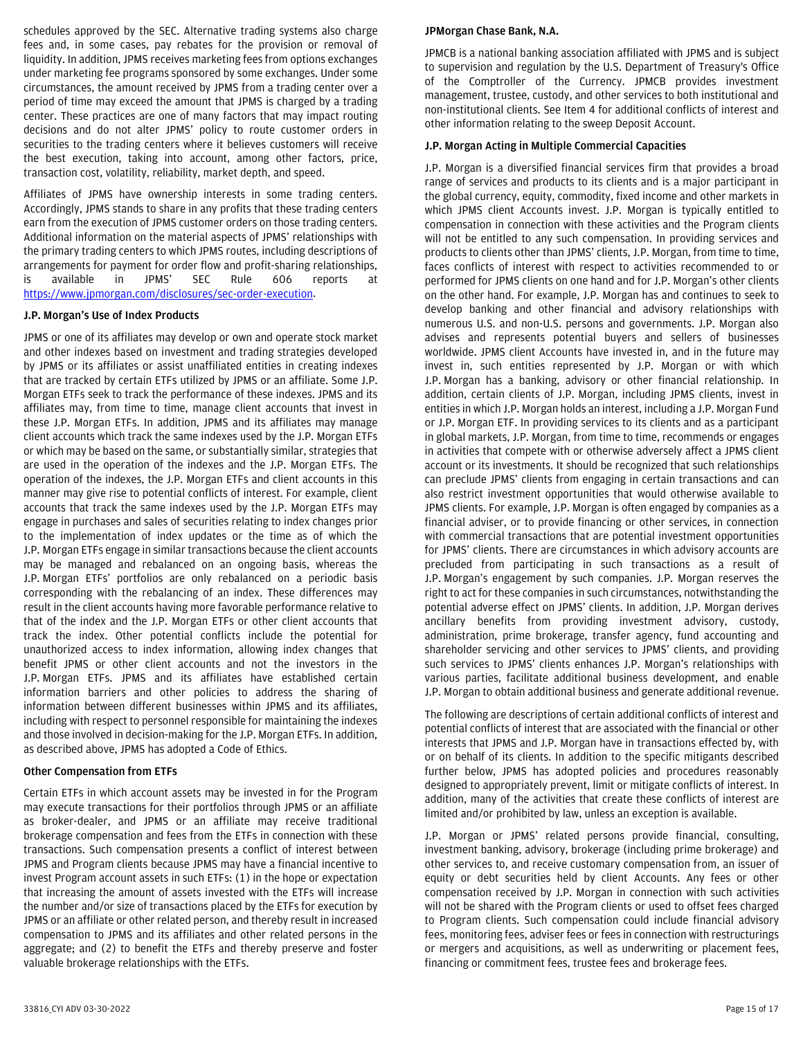schedules approved by the SEC. Alternative trading systems also charge fees and, in some cases, pay rebates for the provision or removal of liquidity. In addition, JPMS receives marketing fees from options exchanges under marketing fee programs sponsored by some exchanges. Under some circumstances, the amount received by JPMS from a trading center over a period of time may exceed the amount that JPMS is charged by a trading center. These practices are one of many factors that may impact routing decisions and do not alter JPMS' policy to route customer orders in securities to the trading centers where it believes customers will receive the best execution, taking into account, among other factors, price, transaction cost, volatility, reliability, market depth, and speed.

Affiliates of JPMS have ownership interests in some trading centers. Accordingly, JPMS stands to share in any profits that these trading centers earn from the execution of JPMS customer orders on those trading centers. Additional information on the material aspects of JPMS' relationships with the primary trading centers to which JPMS routes, including descriptions of arrangements for payment for order flow and profit-sharing relationships, is available in JPMS' SEC Rule 606 reports at https://www.jpmorgan.com/disclosures/sec-order-execution.

**J.P. Morgan's Use of Index Products**

JPMS or one of its affiliates may develop or own and operate stock market and other indexes based on investment and trading strategies developed by JPMS or its affiliates or assist unaffiliated entities in creating indexes that are tracked by certain ETFs utilized by JPMS or an affiliate. Some J.P. Morgan ETFs seek to track the performance of these indexes. JPMS and its affiliates may, from time to time, manage client accounts that invest in these J.P. Morgan ETFs. In addition, JPMS and its affiliates may manage client accounts which track the same indexes used by the J.P. Morgan ETFs or which may be based on the same, or substantially similar, strategies that are used in the operation of the indexes and the J.P. Morgan ETFs. The operation of the indexes, the J.P. Morgan ETFs and client accounts in this manner may give rise to potential conflicts of interest. For example, client accounts that track the same indexes used by the J.P. Morgan ETFs may engage in purchases and sales of securities relating to index changes prior to the implementation of index updates or the time as of which the J.P. Morgan ETFs engage in similar transactions because the client accounts may be managed and rebalanced on an ongoing basis, whereas the J.P. Morgan ETFs' portfolios are only rebalanced on a periodic basis corresponding with the rebalancing of an index. These differences may result in the client accounts having more favorable performance relative to that of the index and the J.P. Morgan ETFs or other client accounts that track the index. Other potential conflicts include the potential for unauthorized access to index information, allowing index changes that benefit JPMS or other client accounts and not the investors in the J.P. Morgan ETFs. JPMS and its affiliates have established certain information barriers and other policies to address the sharing of information between different businesses within JPMS and its affiliates, including with respect to personnel responsible for maintaining the indexes and those involved in decision-making for the J.P. Morgan ETFs. In addition, as described above, JPMS has adopted a Code of Ethics.

**Other Compensation from ETFs**

Certain ETFs in which account assets may be invested in for the Program may execute transactions for their portfolios through JPMS or an affiliate as broker-dealer, and JPMS or an affiliate may receive traditional brokerage compensation and fees from the ETFs in connection with these transactions. Such compensation presents a conflict of interest between JPMS and Program clients because JPMS may have a financial incentive to invest Program account assets in such ETFs: (1) in the hope or expectation that increasing the amount of assets invested with the ETFs will increase the number and/or size of transactions placed by the ETFs for execution by JPMS or an affiliate or other related person, and thereby result in increased compensation to JPMS and its affiliates and other related persons in the aggregate; and (2) to benefit the ETFs and thereby preserve and foster valuable brokerage relationships with the ETFs.

**JPMorgan Chase Bank, N.A.**

JPMCB is a national banking association affiliated with JPMS and is subject to supervision and regulation by the U.S. Department of Treasury's Office of the Comptroller of the Currency. JPMCB provides investment management, trustee, custody, and other services to both institutional and non-institutional clients. See Item 4 for additional conflicts of interest and other information relating to the sweep Deposit Account.

**J.P. Morgan Acting in Multiple Commercial Capacities**

J.P. Morgan is a diversified financial services firm that provides a broad range of services and products to its clients and is a major participant in the global currency, equity, commodity, fixed income and other markets in which JPMS client Accounts invest. J.P. Morgan is typically entitled to compensation in connection with these activities and the Program clients will not be entitled to any such compensation. In providing services and products to clients other than JPMS' clients, J.P. Morgan, from time to time, faces conflicts of interest with respect to activities recommended to or performed for JPMS clients on one hand and for J.P. Morgan's other clients on the other hand. For example, J.P. Morgan has and continues to seek to develop banking and other financial and advisory relationships with numerous U.S. and non-U.S. persons and governments. J.P. Morgan also advises and represents potential buyers and sellers of businesses worldwide. JPMS client Accounts have invested in, and in the future may invest in, such entities represented by J.P. Morgan or with which J.P. Morgan has a banking, advisory or other financial relationship. In addition, certain clients of J.P. Morgan, including JPMS clients, invest in entities in which J.P. Morgan holds an interest, including a J.P. Morgan Fund or J.P. Morgan ETF. In providing services to its clients and as a participant in global markets, J.P. Morgan, from time to time, recommends or engages in activities that compete with or otherwise adversely affect a JPMS client account or its investments. It should be recognized that such relationships can preclude JPMS' clients from engaging in certain transactions and can also restrict investment opportunities that would otherwise available to JPMS clients. For example, J.P. Morgan is often engaged by companies as a financial adviser, or to provide financing or other services, in connection with commercial transactions that are potential investment opportunities for JPMS' clients. There are circumstances in which advisory accounts are precluded from participating in such transactions as a result of J.P. Morgan's engagement by such companies. J.P. Morgan reserves the right to act for these companies in such circumstances, notwithstanding the potential adverse effect on JPMS' clients. In addition, J.P. Morgan derives ancillary benefits from providing investment advisory, custody, administration, prime brokerage, transfer agency, fund accounting and shareholder servicing and other services to JPMS' clients, and providing such services to JPMS' clients enhances J.P. Morgan's relationships with various parties, facilitate additional business development, and enable J.P. Morgan to obtain additional business and generate additional revenue.

The following are descriptions of certain additional conflicts of interest and potential conflicts of interest that are associated with the financial or other interests that JPMS and J.P. Morgan have in transactions effected by, with or on behalf of its clients. In addition to the specific mitigants described further below, JPMS has adopted policies and procedures reasonably designed to appropriately prevent, limit or mitigate conflicts of interest. In addition, many of the activities that create these conflicts of interest are limited and/or prohibited by law, unless an exception is available.

J.P. Morgan or JPMS' related persons provide financial, consulting, investment banking, advisory, brokerage (including prime brokerage) and other services to, and receive customary compensation from, an issuer of equity or debt securities held by client Accounts. Any fees or other compensation received by J.P. Morgan in connection with such activities will not be shared with the Program clients or used to offset fees charged to Program clients. Such compensation could include financial advisory fees, monitoring fees, adviser fees or fees in connection with restructurings or mergers and acquisitions, as well as underwriting or placement fees, financing or commitment fees, trustee fees and brokerage fees.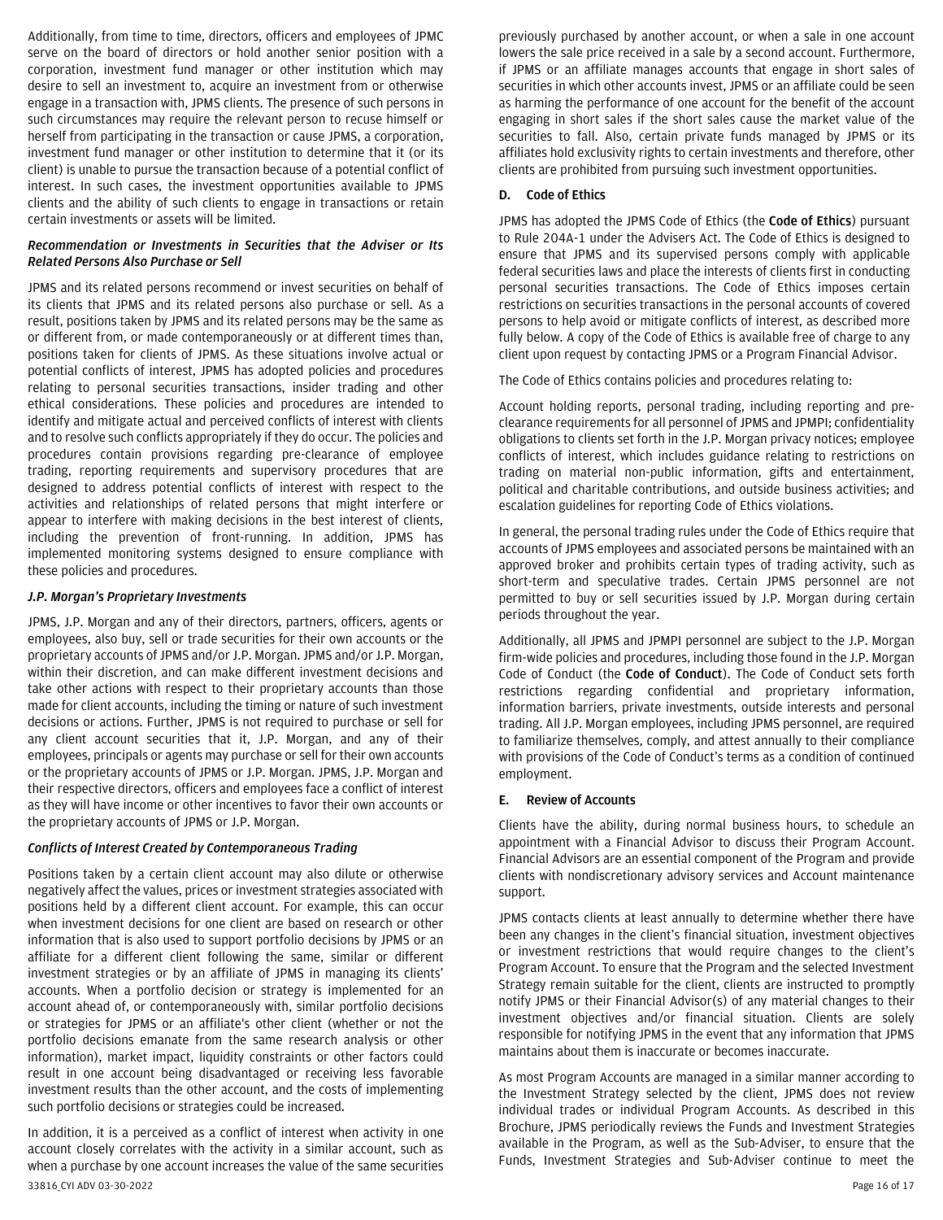Additionally, from time to time, directors, officers and employees of JPMC serve on the board of directors or hold another senior position with a corporation, investment fund manager or other institution which may desire to sell an investment to, acquire an investment from or otherwise engage in a transaction with, JPMS clients. The presence of such persons in such circumstances may require the relevant person to recuse himself or herself from participating in the transaction or cause JPMS, a corporation, investment fund manager or other institution to determine that it (or its client) is unable to pursue the transaction because of a potential conflict of interest. In such cases, the investment opportunities available to JPMS clients and the ability of such clients to engage in transactions or retain certain investments or assets will be limited.

***Recommendation or Investments in Securities that the Adviser or Its Related Persons Also Purchase or Sell***

JPMS and its related persons recommend or invest securities on behalf of its clients that JPMS and its related persons also purchase or sell. As a result, positions taken by JPMS and its related persons may be the same as or different from, or made contemporaneously or at different times than, positions taken for clients of JPMS. As these situations involve actual or potential conflicts of interest, JPMS has adopted policies and procedures relating to personal securities transactions, insider trading and other ethical considerations. These policies and procedures are intended to identify and mitigate actual and perceived conflicts of interest with clients and to resolve such conflicts appropriately if they do occur. The policies and procedures contain provisions regarding pre-clearance of employee trading, reporting requirements and supervisory procedures that are designed to address potential conflicts of interest with respect to the activities and relationships of related persons that might interfere or appear to interfere with making decisions in the best interest of clients, including the prevention of front-running. In addition, JPMS has implemented monitoring systems designed to ensure compliance with these policies and procedures.

***J.P. Morgan's Proprietary Investments***

JPMS, J.P. Morgan and any of their directors, partners, officers, agents or employees, also buy, sell or trade securities for their own accounts or the proprietary accounts of JPMS and/or J.P. Morgan. JPMS and/or J.P. Morgan, within their discretion, and can make different investment decisions and take other actions with respect to their proprietary accounts than those made for client accounts, including the timing or nature of such investment decisions or actions. Further, JPMS is not required to purchase or sell for any client account securities that it, J.P. Morgan, and any of their employees, principals or agents may purchase or sell for their own accounts or the proprietary accounts of JPMS or J.P. Morgan. JPMS, J.P. Morgan and their respective directors, officers and employees face a conflict of interest as they will have income or other incentives to favor their own accounts or the proprietary accounts of JPMS or J.P. Morgan.

***Conflicts of Interest Created by Contemporaneous Trading***

Positions taken by a certain client account may also dilute or otherwise negatively affect the values, prices or investment strategies associated with positions held by a different client account. For example, this can occur when investment decisions for one client are based on research or other information that is also used to support portfolio decisions by JPMS or an affiliate for a different client following the same, similar or different investment strategies or by an affiliate of JPMS in managing its clients' accounts. When a portfolio decision or strategy is implemented for an account ahead of, or contemporaneously with, similar portfolio decisions or strategies for JPMS or an affiliate's other client (whether or not the portfolio decisions emanate from the same research analysis or other information), market impact, liquidity constraints or other factors could result in one account being disadvantaged or receiving less favorable investment results than the other account, and the costs of implementing such portfolio decisions or strategies could be increased.

In addition, it is a perceived as a conflict of interest when activity in one account closely correlates with the activity in a similar account, such as when a purchase by one account increases the value of the same securities previously purchased by another account, or when a sale in one account lowers the sale price received in a sale by a second account. Furthermore, if JPMS or an affiliate manages accounts that engage in short sales of securities in which other accounts invest, JPMS or an affiliate could be seen as harming the performance of one account for the benefit of the account engaging in short sales if the short sales cause the market value of the securities to fall. Also, certain private funds managed by JPMS or its affiliates hold exclusivity rights to certain investments and therefore, other clients are prohibited from pursuing such investment opportunities.

### D. Code of Ethics

JPMS has adopted the JPMS Code of Ethics (the **Code of Ethics**) pursuant to Rule 204A-1 under the Advisers Act. The Code of Ethics is designed to ensure that JPMS and its supervised persons comply with applicable federal securities laws and place the interests of clients first in conducting personal securities transactions. The Code of Ethics imposes certain restrictions on securities transactions in the personal accounts of covered persons to help avoid or mitigate conflicts of interest, as described more fully below. A copy of the Code of Ethics is available free of charge to any client upon request by contacting JPMS or a Program Financial Advisor.

The Code of Ethics contains policies and procedures relating to:

Account holding reports, personal trading, including reporting and pre-clearance requirements for all personnel of JPMS and JPMPI; confidentiality obligations to clients set forth in the J.P. Morgan privacy notices; employee conflicts of interest, which includes guidance relating to restrictions on trading on material non-public information, gifts and entertainment, political and charitable contributions, and outside business activities; and escalation guidelines for reporting Code of Ethics violations.

In general, the personal trading rules under the Code of Ethics require that accounts of JPMS employees and associated persons be maintained with an approved broker and prohibits certain types of trading activity, such as short-term and speculative trades. Certain JPMS personnel are not permitted to buy or sell securities issued by J.P. Morgan during certain periods throughout the year.

Additionally, all JPMS and JPMPI personnel are subject to the J.P. Morgan firm-wide policies and procedures, including those found in the J.P. Morgan Code of Conduct (the **Code of Conduct**). The Code of Conduct sets forth restrictions regarding confidential and proprietary information, information barriers, private investments, outside interests and personal trading. All J.P. Morgan employees, including JPMS personnel, are required to familiarize themselves, comply, and attest annually to their compliance with provisions of the Code of Conduct's terms as a condition of continued employment.

### E. Review of Accounts

Clients have the ability, during normal business hours, to schedule an appointment with a Financial Advisor to discuss their Program Account. Financial Advisors are an essential component of the Program and provide clients with nondiscretionary advisory services and Account maintenance support.

JPMS contacts clients at least annually to determine whether there have been any changes in the client's financial situation, investment objectives or investment restrictions that would require changes to the client's Program Account. To ensure that the Program and the selected Investment Strategy remain suitable for the client, clients are instructed to promptly notify JPMS or their Financial Advisor(s) of any material changes to their investment objectives and/or financial situation. Clients are solely responsible for notifying JPMS in the event that any information that JPMS maintains about them is inaccurate or becomes inaccurate.

As most Program Accounts are managed in a similar manner according to the Investment Strategy selected by the client, JPMS does not review individual trades or individual Program Accounts. As described in this Brochure, JPMS periodically reviews the Funds and Investment Strategies available in the Program, as well as the Sub-Adviser, to ensure that the Funds, Investment Strategies and Sub-Adviser continue to meet the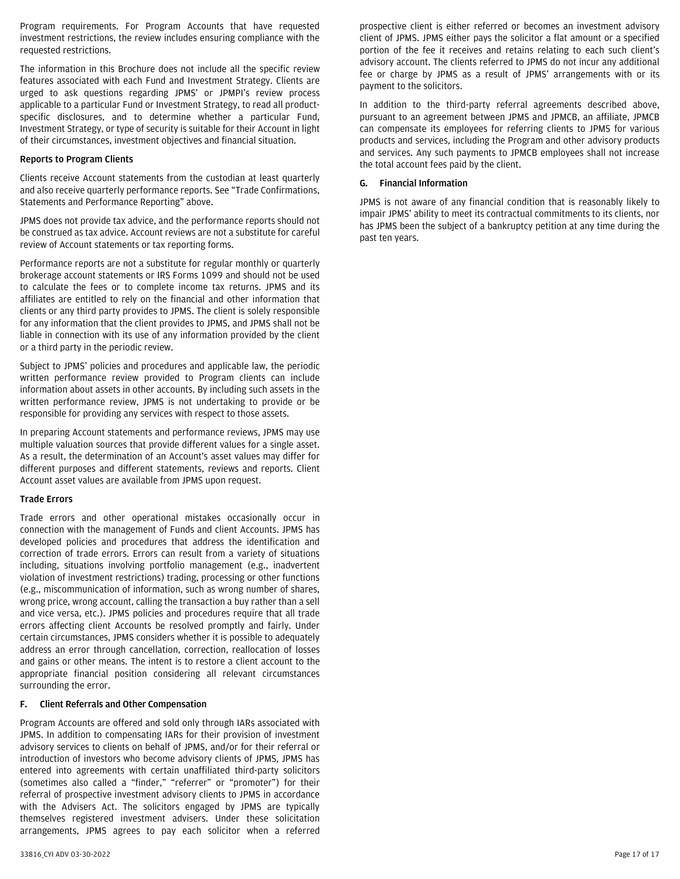Program requirements. For Program Accounts that have requested investment restrictions, the review includes ensuring compliance with the requested restrictions.

The information in this Brochure does not include all the specific review features associated with each Fund and Investment Strategy. Clients are urged to ask questions regarding JPMS' or JPMPI's review process applicable to a particular Fund or Investment Strategy, to read all product-specific disclosures, and to determine whether a particular Fund, Investment Strategy, or type of security is suitable for their Account in light of their circumstances, investment objectives and financial situation.

### Reports to Program Clients

Clients receive Account statements from the custodian at least quarterly and also receive quarterly performance reports. See "Trade Confirmations, Statements and Performance Reporting" above.

JPMS does not provide tax advice, and the performance reports should not be construed as tax advice. Account reviews are not a substitute for careful review of Account statements or tax reporting forms.

Performance reports are not a substitute for regular monthly or quarterly brokerage account statements or IRS Forms 1099 and should not be used to calculate the fees or to complete income tax returns. JPMS and its affiliates are entitled to rely on the financial and other information that clients or any third party provides to JPMS. The client is solely responsible for any information that the client provides to JPMS, and JPMS shall not be liable in connection with its use of any information provided by the client or a third party in the periodic review.

Subject to JPMS' policies and procedures and applicable law, the periodic written performance review provided to Program clients can include information about assets in other accounts. By including such assets in the written performance review, JPMS is not undertaking to provide or be responsible for providing any services with respect to those assets.

In preparing Account statements and performance reviews, JPMS may use multiple valuation sources that provide different values for a single asset. As a result, the determination of an Account's asset values may differ for different purposes and different statements, reviews and reports. Client Account asset values are available from JPMS upon request.

### Trade Errors

Trade errors and other operational mistakes occasionally occur in connection with the management of Funds and client Accounts. JPMS has developed policies and procedures that address the identification and correction of trade errors. Errors can result from a variety of situations including, situations involving portfolio management (e.g., inadvertent violation of investment restrictions) trading, processing or other functions (e.g., miscommunication of information, such as wrong number of shares, wrong price, wrong account, calling the transaction a buy rather than a sell and vice versa, etc.). JPMS policies and procedures require that all trade errors affecting client Accounts be resolved promptly and fairly. Under certain circumstances, JPMS considers whether it is possible to adequately address an error through cancellation, correction, reallocation of losses and gains or other means. The intent is to restore a client account to the appropriate financial position considering all relevant circumstances surrounding the error.

## F. Client Referrals and Other Compensation

Program Accounts are offered and sold only through IARs associated with JPMS. In addition to compensating IARs for their provision of investment advisory services to clients on behalf of JPMS, and/or for their referral or introduction of investors who become advisory clients of JPMS, JPMS has entered into agreements with certain unaffiliated third-party solicitors (sometimes also called a "finder," "referrer" or "promoter") for their referral of prospective investment advisory clients to JPMS in accordance with the Advisers Act. The solicitors engaged by JPMS are typically themselves registered investment advisers. Under these solicitation arrangements, JPMS agrees to pay each solicitor when a referred prospective client is either referred or becomes an investment advisory client of JPMS. JPMS either pays the solicitor a flat amount or a specified portion of the fee it receives and retains relating to each such client's advisory account. The clients referred to JPMS do not incur any additional fee or charge by JPMS as a result of JPMS' arrangements with or its payment to the solicitors.

In addition to the third-party referral agreements described above, pursuant to an agreement between JPMS and JPMCB, an affiliate, JPMCB can compensate its employees for referring clients to JPMS for various products and services, including the Program and other advisory products and services. Any such payments to JPMCB employees shall not increase the total account fees paid by the client.

## G. Financial Information

JPMS is not aware of any financial condition that is reasonably likely to impair JPMS' ability to meet its contractual commitments to its clients, nor has JPMS been the subject of a bankruptcy petition at any time during the past ten years.